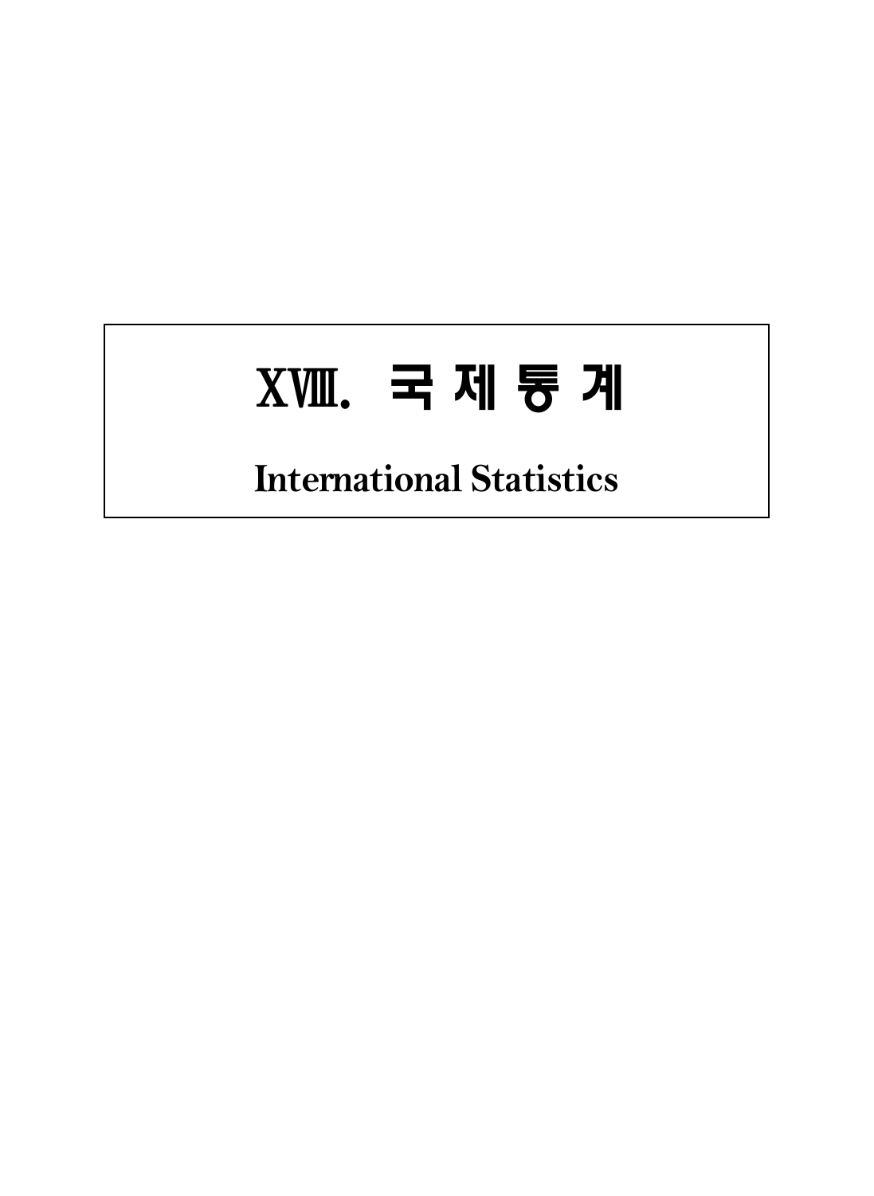# XⅧ. 국 제 통 계

## International Statistics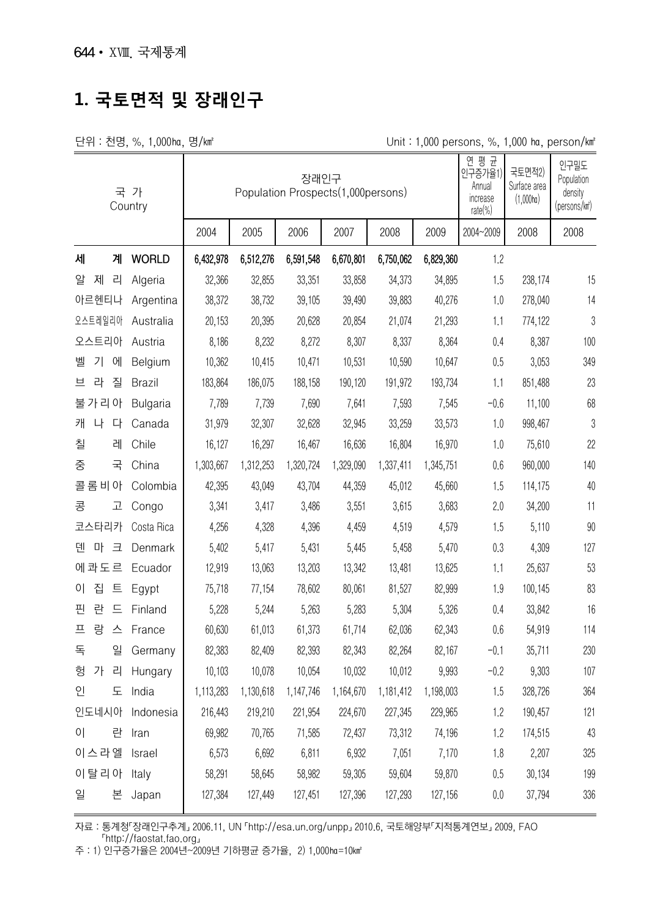## 1. 국토면적 및 장래인구

단위 : 천명, %, 1,000㏊, 명/㎢ Unit : 1,000 persons, %, 1,000 ㏊, person/㎢

| 국 가 Country | | 장래인구 Population Prospects(1,000persons) | | | | | | 연평균 인구증가율1) Annual increase rate(%) | 국토면적2) Surface area (1,000㏊) | 인구밀도 Population density (persons/㎢) |
|---|---|---|---|---|---|---|---|---|---|---|
| | | 2004 | 2005 | 2006 | 2007 | 2008 | 2009 | 2004~2009 | 2008 | 2008 |
| **세 계** | **WORLD** | **6,432,978** | **6,512,276** | **6,591,548** | **6,670,801** | **6,750,062** | **6,829,360** | 1.2 | | |
| 알제리 | Algeria | 32,366 | 32,855 | 33,351 | 33,858 | 34,373 | 34,895 | 1.5 | 238,174 | 15 |
| 아르헨티나 | Argentina | 38,372 | 38,732 | 39,105 | 39,490 | 39,883 | 40,276 | 1.0 | 278,040 | 14 |
| 오스트레일리아 | Australia | 20,153 | 20,395 | 20,628 | 20,854 | 21,074 | 21,293 | 1.1 | 774,122 | 3 |
| 오스트리아 | Austria | 8,186 | 8,232 | 8,272 | 8,307 | 8,337 | 8,364 | 0.4 | 8,387 | 100 |
| 벨기에 | Belgium | 10,362 | 10,415 | 10,471 | 10,531 | 10,590 | 10,647 | 0.5 | 3,053 | 349 |
| 브라질 | Brazil | 183,864 | 186,075 | 188,158 | 190,120 | 191,972 | 193,734 | 1.1 | 851,488 | 23 |
| 불가리아 | Bulgaria | 7,789 | 7,739 | 7,690 | 7,641 | 7,593 | 7,545 | -0.6 | 11,100 | 68 |
| 캐나다 | Canada | 31,979 | 32,307 | 32,628 | 32,945 | 33,259 | 33,573 | 1.0 | 998,467 | 3 |
| 칠레 | Chile | 16,127 | 16,297 | 16,467 | 16,636 | 16,804 | 16,970 | 1.0 | 75,610 | 22 |
| 중국 | China | 1,303,667 | 1,312,253 | 1,320,724 | 1,329,090 | 1,337,411 | 1,345,751 | 0.6 | 960,000 | 140 |
| 콜롬비아 | Colombia | 42,395 | 43,049 | 43,704 | 44,359 | 45,012 | 45,660 | 1.5 | 114,175 | 40 |
| 콩고 | Congo | 3,341 | 3,417 | 3,486 | 3,551 | 3,615 | 3,683 | 2.0 | 34,200 | 11 |
| 코스타리카 | Costa Rica | 4,256 | 4,328 | 4,396 | 4,459 | 4,519 | 4,579 | 1.5 | 5,110 | 90 |
| 덴마크 | Denmark | 5,402 | 5,417 | 5,431 | 5,445 | 5,458 | 5,470 | 0.3 | 4,309 | 127 |
| 에콰도르 | Ecuador | 12,919 | 13,063 | 13,203 | 13,342 | 13,481 | 13,625 | 1.1 | 25,637 | 53 |
| 이집트 | Egypt | 75,718 | 77,154 | 78,602 | 80,061 | 81,527 | 82,999 | 1.9 | 100,145 | 83 |
| 핀란드 | Finland | 5,228 | 5,244 | 5,263 | 5,283 | 5,304 | 5,326 | 0.4 | 33,842 | 16 |
| 프랑스 | France | 60,630 | 61,013 | 61,373 | 61,714 | 62,036 | 62,343 | 0.6 | 54,919 | 114 |
| 독일 | Germany | 82,383 | 82,409 | 82,393 | 82,343 | 82,264 | 82,167 | -0.1 | 35,711 | 230 |
| 헝가리 | Hungary | 10,103 | 10,078 | 10,054 | 10,032 | 10,012 | 9,993 | -0.2 | 9,303 | 107 |
| 인도 | India | 1,113,283 | 1,130,618 | 1,147,746 | 1,164,670 | 1,181,412 | 1,198,003 | 1.5 | 328,726 | 364 |
| 인도네시아 | Indonesia | 216,443 | 219,210 | 221,954 | 224,670 | 227,345 | 229,965 | 1.2 | 190,457 | 121 |
| 이란 | Iran | 69,982 | 70,765 | 71,585 | 72,437 | 73,312 | 74,196 | 1.2 | 174,515 | 43 |
| 이스라엘 | Israel | 6,573 | 6,692 | 6,811 | 6,932 | 7,051 | 7,170 | 1.8 | 2,207 | 325 |
| 이탈리아 | Italy | 58,291 | 58,645 | 58,982 | 59,305 | 59,604 | 59,870 | 0.5 | 30,134 | 199 |
| 일본 | Japan | 127,384 | 127,449 | 127,451 | 127,396 | 127,293 | 127,156 | 0.0 | 37,794 | 336 |

자료 : 통계청「장래인구추계」2006.11, UN「http://esa.un.org/unpp」2010.6, 국토해양부「지적통계연보」2009, FAO「http://faostat.fao.org」

주 : 1) 인구증가율은 2004년~2009년 기하평균 증가율, 2) 1,000㏊=10㎢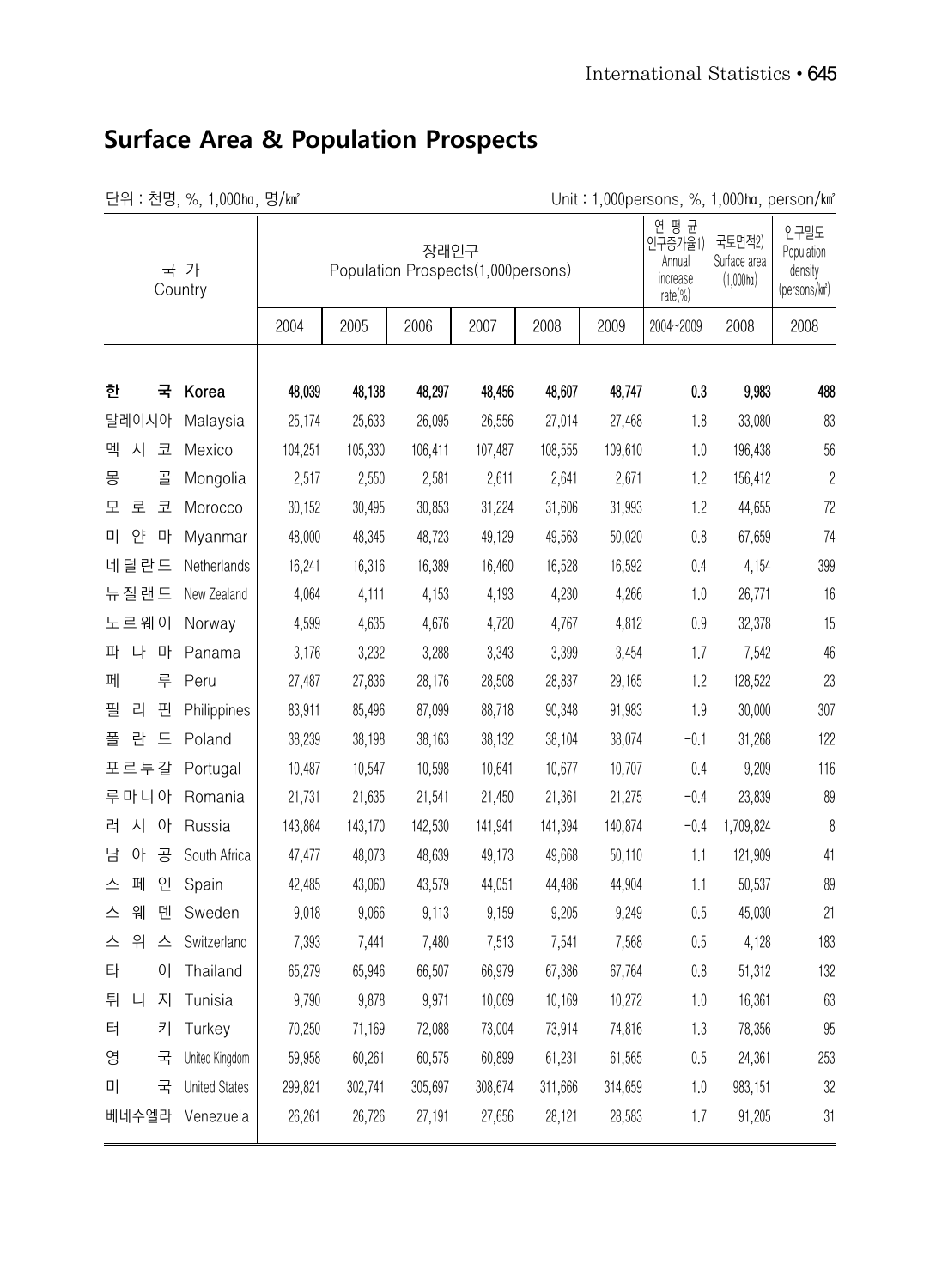## Surface Area & Population Prospects

단위 : 천명, %, 1,000㏊, 명/㎢ Unit : 1,000persons, %, 1,000㏊, person/㎢

| 국 가 Country | | 장래인구 Population Prospects(1,000persons) | | | | | | 연평균 인구증가율1) Annual increase rate(%) | 국토면적2) Surface area (1,000㏊) | 인구밀도 Population density (persons/㎢) |
|---|---|---|---|---|---|---|---|---|---|---|
| | | 2004 | 2005 | 2006 | 2007 | 2008 | 2009 | 2004~2009 | 2008 | 2008 |
| **한 국** | **Korea** | **48,039** | **48,138** | **48,297** | **48,456** | **48,607** | **48,747** | **0.3** | **9,983** | **488** |
| 말레이시아 | Malaysia | 25,174 | 25,633 | 26,095 | 26,556 | 27,014 | 27,468 | 1.8 | 33,080 | 83 |
| 멕 시 코 | Mexico | 104,251 | 105,330 | 106,411 | 107,487 | 108,555 | 109,610 | 1.0 | 196,438 | 56 |
| 몽 골 | Mongolia | 2,517 | 2,550 | 2,581 | 2,611 | 2,641 | 2,671 | 1.2 | 156,412 | 2 |
| 모 로 코 | Morocco | 30,152 | 30,495 | 30,853 | 31,224 | 31,606 | 31,993 | 1.2 | 44,655 | 72 |
| 미 얀 마 | Myanmar | 48,000 | 48,345 | 48,723 | 49,129 | 49,563 | 50,020 | 0.8 | 67,659 | 74 |
| 네덜란드 | Netherlands | 16,241 | 16,316 | 16,389 | 16,460 | 16,528 | 16,592 | 0.4 | 4,154 | 399 |
| 뉴질랜드 | New Zealand | 4,064 | 4,111 | 4,153 | 4,193 | 4,230 | 4,266 | 1.0 | 26,771 | 16 |
| 노르웨이 | Norway | 4,599 | 4,635 | 4,676 | 4,720 | 4,767 | 4,812 | 0.9 | 32,378 | 15 |
| 파 나 마 | Panama | 3,176 | 3,232 | 3,288 | 3,343 | 3,399 | 3,454 | 1.7 | 7,542 | 46 |
| 페 루 | Peru | 27,487 | 27,836 | 28,176 | 28,508 | 28,837 | 29,165 | 1.2 | 128,522 | 23 |
| 필 리 핀 | Philippines | 83,911 | 85,496 | 87,099 | 88,718 | 90,348 | 91,983 | 1.9 | 30,000 | 307 |
| 폴 란 드 | Poland | 38,239 | 38,198 | 38,163 | 38,132 | 38,104 | 38,074 | −0.1 | 31,268 | 122 |
| 포르투갈 | Portugal | 10,487 | 10,547 | 10,598 | 10,641 | 10,677 | 10,707 | 0.4 | 9,209 | 116 |
| 루마니아 | Romania | 21,731 | 21,635 | 21,541 | 21,450 | 21,361 | 21,275 | −0.4 | 23,839 | 89 |
| 러 시 아 | Russia | 143,864 | 143,170 | 142,530 | 141,941 | 141,394 | 140,874 | −0.4 | 1,709,824 | 8 |
| 남 아 공 | South Africa | 47,477 | 48,073 | 48,639 | 49,173 | 49,668 | 50,110 | 1.1 | 121,909 | 41 |
| 스 페 인 | Spain | 42,485 | 43,060 | 43,579 | 44,051 | 44,486 | 44,904 | 1.1 | 50,537 | 89 |
| 스 웨 덴 | Sweden | 9,018 | 9,066 | 9,113 | 9,159 | 9,205 | 9,249 | 0.5 | 45,030 | 21 |
| 스 위 스 | Switzerland | 7,393 | 7,441 | 7,480 | 7,513 | 7,541 | 7,568 | 0.5 | 4,128 | 183 |
| 타 이 | Thailand | 65,279 | 65,946 | 66,507 | 66,979 | 67,386 | 67,764 | 0.8 | 51,312 | 132 |
| 튀 니 지 | Tunisia | 9,790 | 9,878 | 9,971 | 10,069 | 10,169 | 10,272 | 1.0 | 16,361 | 63 |
| 터 키 | Turkey | 70,250 | 71,169 | 72,088 | 73,004 | 73,914 | 74,816 | 1.3 | 78,356 | 95 |
| 영 국 | United Kingdom | 59,958 | 60,261 | 60,575 | 60,899 | 61,231 | 61,565 | 0.5 | 24,361 | 253 |
| 미 국 | United States | 299,821 | 302,741 | 305,697 | 308,674 | 311,666 | 314,659 | 1.0 | 983,151 | 32 |
| 베네수엘라 | Venezuela | 26,261 | 26,726 | 27,191 | 27,656 | 28,121 | 28,583 | 1.7 | 91,205 | 31 |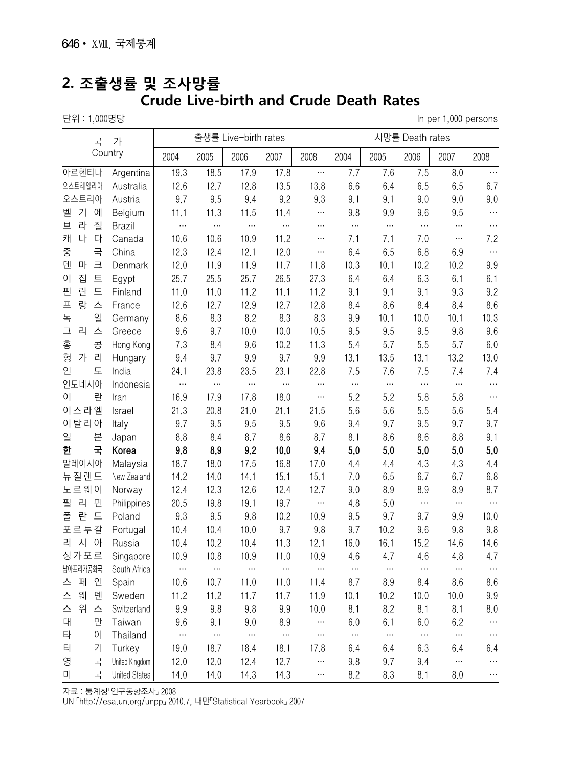## 2. 조출생률 및 조사망률
## Crude Live-birth and Crude Death Rates

단위 : 1,000명당 In per 1,000 persons

| 국 가 | Country | 출생률 Live-birth rates | | | | | 사망률 Death rates | | | | |
|---|---|---|---|---|---|---|---|---|---|---|---|
| | | 2004 | 2005 | 2006 | 2007 | 2008 | 2004 | 2005 | 2006 | 2007 | 2008 |
| 아르헨티나 | Argentina | 19.3 | 18.5 | 17.9 | 17.8 | … | 7.7 | 7.6 | 7.5 | 8.0 | … |
| 오스트레일리아 | Australia | 12.6 | 12.7 | 12.8 | 13.5 | 13.8 | 6.6 | 6.4 | 6.5 | 6.5 | 6.7 |
| 오스트리아 | Austria | 9.7 | 9.5 | 9.4 | 9.2 | 9.3 | 9.1 | 9.1 | 9.0 | 9.0 | 9.0 |
| 벨기에 | Belgium | 11.1 | 11.3 | 11.5 | 11.4 | … | 9.8 | 9.9 | 9.6 | 9.5 | … |
| 브라질 | Brazil | … | … | … | … | … | … | … | … | … | … |
| 캐나다 | Canada | 10.6 | 10.6 | 10.9 | 11.2 | … | 7.1 | 7.1 | 7.0 | … | 7.2 |
| 중국 | China | 12.3 | 12.4 | 12.1 | 12.0 | … | 6.4 | 6.5 | 6.8 | 6.9 | … |
| 덴마크 | Denmark | 12.0 | 11.9 | 11.9 | 11.7 | 11.8 | 10.3 | 10.1 | 10.2 | 10.2 | 9.9 |
| 이집트 | Egypt | 25.7 | 25.5 | 25.7 | 26.5 | 27.3 | 6.4 | 6.4 | 6.3 | 6.1 | 6.1 |
| 핀란드 | Finland | 11.0 | 11.0 | 11.2 | 11.1 | 11.2 | 9.1 | 9.1 | 9.1 | 9.3 | 9.2 |
| 프랑스 | France | 12.6 | 12.7 | 12.9 | 12.7 | 12.8 | 8.4 | 8.6 | 8.4 | 8.4 | 8.6 |
| 독일 | Germany | 8.6 | 8.3 | 8.2 | 8.3 | 8.3 | 9.9 | 10.1 | 10.0 | 10.1 | 10.3 |
| 그리스 | Greece | 9.6 | 9.7 | 10.0 | 10.0 | 10.5 | 9.5 | 9.5 | 9.5 | 9.8 | 9.6 |
| 홍콩 | Hong Kong | 7.3 | 8.4 | 9.6 | 10.2 | 11.3 | 5.4 | 5.7 | 5.5 | 5.7 | 6.0 |
| 헝가리 | Hungary | 9.4 | 9.7 | 9.9 | 9.7 | 9.9 | 13.1 | 13.5 | 13.1 | 13.2 | 13.0 |
| 인도 | India | 24.1 | 23.8 | 23.5 | 23.1 | 22.8 | 7.5 | 7.6 | 7.5 | 7.4 | 7.4 |
| 인도네시아 | Indonesia | … | … | … | … | … | … | … | … | … | … |
| 이란 | Iran | 16.9 | 17.9 | 17.8 | 18.0 | … | 5.2 | 5.2 | 5.8 | 5.8 | … |
| 이스라엘 | Israel | 21.3 | 20.8 | 21.0 | 21.1 | 21.5 | 5.6 | 5.6 | 5.5 | 5.6 | 5.4 |
| 이탈리아 | Italy | 9.7 | 9.5 | 9.5 | 9.5 | 9.6 | 9.4 | 9.7 | 9.5 | 9.7 | 9.7 |
| 일본 | Japan | 8.8 | 8.4 | 8.7 | 8.6 | 8.7 | 8.1 | 8.6 | 8.6 | 8.8 | 9.1 |
| **한국** | **Korea** | **9.8** | **8.9** | **9.2** | **10.0** | **9.4** | **5.0** | **5.0** | **5.0** | **5.0** | **5.0** |
| 말레이시아 | Malaysia | 18.7 | 18.0 | 17.5 | 16.8 | 17.0 | 4.4 | 4.4 | 4.3 | 4.3 | 4.4 |
| 뉴질랜드 | New Zealand | 14.2 | 14.0 | 14.1 | 15.1 | 15.1 | 7.0 | 6.5 | 6.7 | 6.7 | 6.8 |
| 노르웨이 | Norway | 12.4 | 12.3 | 12.6 | 12.4 | 12.7 | 9.0 | 8.9 | 8.9 | 8.9 | 8.7 |
| 필리핀 | Philippines | 20.5 | 19.8 | 19.1 | 19.7 | … | 4.8 | 5.0 | … | … | … |
| 폴란드 | Poland | 9.3 | 9.5 | 9.8 | 10.2 | 10.9 | 9.5 | 9.7 | 9.7 | 9.9 | 10.0 |
| 포르투갈 | Portugal | 10.4 | 10.4 | 10.0 | 9.7 | 9.8 | 9.7 | 10.2 | 9.6 | 9.8 | 9.8 |
| 러시아 | Russia | 10.4 | 10.2 | 10.4 | 11.3 | 12.1 | 16.0 | 16.1 | 15.2 | 14.6 | 14.6 |
| 싱가포르 | Singapore | 10.9 | 10.8 | 10.9 | 11.0 | 10.9 | 4.6 | 4.7 | 4.6 | 4.8 | 4.7 |
| 남아프리카공화국 | South Africa | … | … | … | … | … | … | … | … | … | … |
| 스페인 | Spain | 10.6 | 10.7 | 11.0 | 11.0 | 11.4 | 8.7 | 8.9 | 8.4 | 8.6 | 8.6 |
| 스웨덴 | Sweden | 11.2 | 11.2 | 11.7 | 11.7 | 11.9 | 10.1 | 10.2 | 10.0 | 10.0 | 9.9 |
| 스위스 | Switzerland | 9.9 | 9.8 | 9.8 | 9.9 | 10.0 | 8.1 | 8.2 | 8.1 | 8.1 | 8.0 |
| 대만 | Taiwan | 9.6 | 9.1 | 9.0 | 8.9 | … | 6.0 | 6.1 | 6.0 | 6.2 | … |
| 타이 | Thailand | … | … | … | … | … | … | … | … | … | … |
| 터키 | Turkey | 19.0 | 18.7 | 18.4 | 18.1 | 17.8 | 6.4 | 6.4 | 6.3 | 6.4 | 6.4 |
| 영국 | United Kingdom | 12.0 | 12.0 | 12.4 | 12.7 | … | 9.8 | 9.7 | 9.4 | … | … |
| 미국 | United States | 14.0 | 14.0 | 14.3 | 14.3 | … | 8.2 | 8.3 | 8.1 | 8.0 | … |

자료 : 통계청「인구동향조사」 2008
UN 「http://esa.un.org/unpp」 2010.7, 대만「Statistical Yearbook」 2007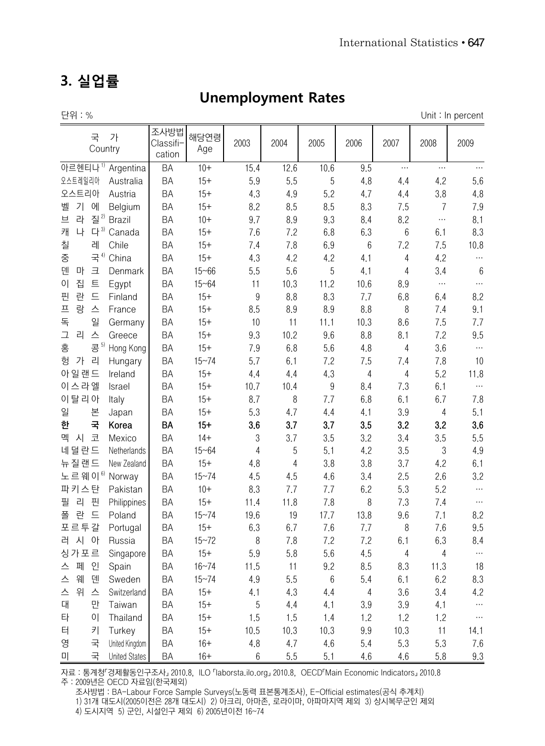# 3. 실업률

## Unemployment Rates

단위 : %  Unit : In percent

| 국 가 Country | | 조사방법 Classifi-cation | 해당연령 Age | 2003 | 2004 | 2005 | 2006 | 2007 | 2008 | 2009 |
|---|---|---|---|---|---|---|---|---|---|---|
| 아르헨티나[1] | Argentina | BA | 10+ | 15.4 | 12.6 | 10.6 | 9.5 | … | … | … |
| 오스트레일리아 | Australia | BA | 15+ | 5.9 | 5.5 | 5 | 4.8 | 4.4 | 4.2 | 5.6 |
| 오스트리아 | Austria | BA | 15+ | 4.3 | 4.9 | 5.2 | 4.7 | 4.4 | 3.8 | 4.8 |
| 벨 기 에 | Belgium | BA | 15+ | 8.2 | 8.5 | 8.5 | 8.3 | 7.5 | 7 | 7.9 |
| 브 라 질[2] | Brazil | BA | 10+ | 9.7 | 8.9 | 9.3 | 8.4 | 8.2 | … | 8.1 |
| 캐 나 다[3] | Canada | BA | 15+ | 7.6 | 7.2 | 6.8 | 6.3 | 6 | 6.1 | 8.3 |
| 칠 레 | Chile | BA | 15+ | 7.4 | 7.8 | 6.9 | 6 | 7.2 | 7.5 | 10.8 |
| 중 국[4] | China | BA | 15+ | 4.3 | 4.2 | 4.2 | 4.1 | 4 | 4.2 | … |
| 덴 마 크 | Denmark | BA | 15~66 | 5.5 | 5.6 | 5 | 4.1 | 4 | 3.4 | 6 |
| 이 집 트 | Egypt | BA | 15~64 | 11 | 10.3 | 11.2 | 10.6 | 8.9 | … | … |
| 핀 란 드 | Finland | BA | 15+ | 9 | 8.8 | 8.3 | 7.7 | 6.8 | 6.4 | 8.2 |
| 프 랑 스 | France | BA | 15+ | 8.5 | 8.9 | 8.9 | 8.8 | 8 | 7.4 | 9.1 |
| 독 일 | Germany | BA | 15+ | 10 | 11 | 11.1 | 10.3 | 8.6 | 7.5 | 7.7 |
| 그 리 스 | Greece | BA | 15+ | 9.3 | 10.2 | 9.6 | 8.8 | 8.1 | 7.2 | 9.5 |
| 홍 콩[5] | Hong Kong | BA | 15+ | 7.9 | 6.8 | 5.6 | 4.8 | 4 | 3.6 | … |
| 헝 가 리 | Hungary | BA | 15~74 | 5.7 | 6.1 | 7.2 | 7.5 | 7.4 | 7.8 | 10 |
| 아일랜드 | Ireland | BA | 15+ | 4.4 | 4.4 | 4.3 | 4 | 4 | 5.2 | 11.8 |
| 이스라엘 | Israel | BA | 15+ | 10.7 | 10.4 | 9 | 8.4 | 7.3 | 6.1 | … |
| 이탈리아 | Italy | BA | 15+ | 8.7 | 8 | 7.7 | 6.8 | 6.1 | 6.7 | 7.8 |
| 일 본 | Japan | BA | 15+ | 5.3 | 4.7 | 4.4 | 4.1 | 3.9 | 4 | 5.1 |
| **한 국** | **Korea** | **BA** | **15+** | **3.6** | **3.7** | **3.7** | **3.5** | **3.2** | **3.2** | **3.6** |
| 멕 시 코 | Mexico | BA | 14+ | 3 | 3.7 | 3.5 | 3.2 | 3.4 | 3.5 | 5.5 |
| 네덜란드 | Netherlands | BA | 15~64 | 4 | 5 | 5.1 | 4.2 | 3.5 | 3 | 4.9 |
| 뉴질랜드 | New Zealand | BA | 15+ | 4.8 | 4 | 3.8 | 3.8 | 3.7 | 4.2 | 6.1 |
| 노르웨이[6] | Norway | BA | 15~74 | 4.5 | 4.5 | 4.6 | 3.4 | 2.5 | 2.6 | 3.2 |
| 파키스탄 | Pakistan | BA | 10+ | 8.3 | 7.7 | 7.7 | 6.2 | 5.3 | 5.2 | … |
| 필 리 핀 | Philippines | BA | 15+ | 11.4 | 11.8 | 7.8 | 8 | 7.3 | 7.4 | … |
| 폴 란 드 | Poland | BA | 15~74 | 19.6 | 19 | 17.7 | 13.8 | 9.6 | 7.1 | 8.2 |
| 포르투갈 | Portugal | BA | 15+ | 6.3 | 6.7 | 7.6 | 7.7 | 8 | 7.6 | 9.5 |
| 러 시 아 | Russia | BA | 15~72 | 8 | 7.8 | 7.2 | 7.2 | 6.1 | 6.3 | 8.4 |
| 싱가포르 | Singapore | BA | 15+ | 5.9 | 5.8 | 5.6 | 4.5 | 4 | 4 | … |
| 스 페 인 | Spain | BA | 16~74 | 11.5 | 11 | 9.2 | 8.5 | 8.3 | 11.3 | 18 |
| 스 웨 덴 | Sweden | BA | 15~74 | 4.9 | 5.5 | 6 | 5.4 | 6.1 | 6.2 | 8.3 |
| 스 위 스 | Switzerland | BA | 15+ | 4.1 | 4.3 | 4.4 | 4 | 3.6 | 3.4 | 4.2 |
| 대 만 | Taiwan | BA | 15+ | 5 | 4.4 | 4.1 | 3.9 | 3.9 | 4.1 | … |
| 타 이 | Thailand | BA | 15+ | 1.5 | 1.5 | 1.4 | 1.2 | 1.2 | 1.2 | … |
| 터 키 | Turkey | BA | 15+ | 10.5 | 10.3 | 10.3 | 9.9 | 10.3 | 11 | 14.1 |
| 영 국 | United Kingdom | BA | 16+ | 4.8 | 4.7 | 4.6 | 5.4 | 5.3 | 5.3 | 7.6 |
| 미 국 | United States | BA | 16+ | 6 | 5.5 | 5.1 | 4.6 | 4.6 | 5.8 | 9.3 |

자료 : 통계청「경제활동인구조사」 2010.8, ILO 「laborsta.ilo.org」 2010.8, OECD「Main Economic Indicators」 2010.8
주 : 2009년은 OECD 자료임(한국제외)
조사방법 : BA-Labour Force Sample Surveys(노동력 표본통계조사), E-Official estimates(공식 추계치)
1) 31개 대도시(2005이전은 28개 대도시) 2) 아크리, 아마존, 로라이마, 아파마지역 제외 3) 상시복무군인 제외
4) 도시지역 5) 군인, 시설인구 제외 6) 2005년이전 16~74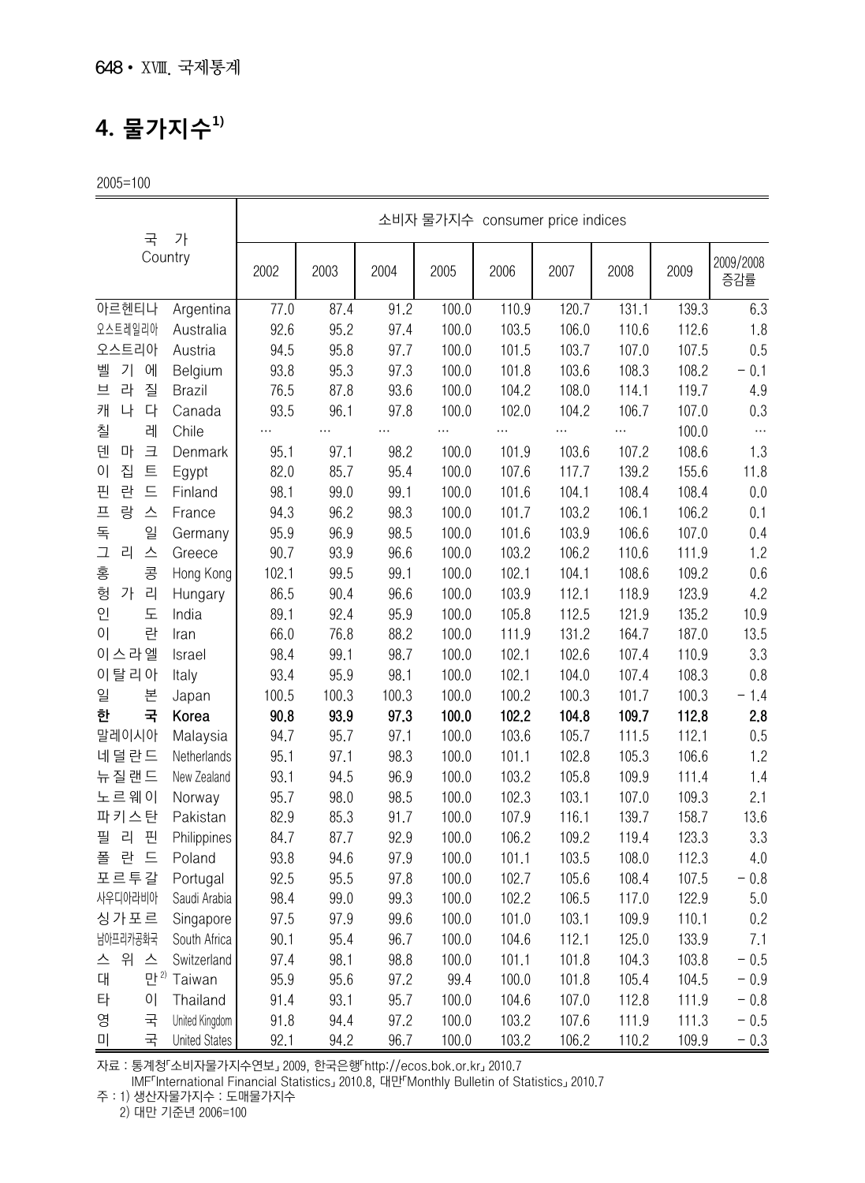# 4. 물가지수[1)]

2005=100

| 국 가 Country | | 소비자 물가지수 consumer price indices | | | | | | | | |
|---|---|---|---|---|---|---|---|---|---|---|
| | | 2002 | 2003 | 2004 | 2005 | 2006 | 2007 | 2008 | 2009 | 2009/2008 증감률 |
| 아르헨티나 | Argentina | 77.0 | 87.4 | 91.2 | 100.0 | 110.9 | 120.7 | 131.1 | 139.3 | 6.3 |
| 오스트레일리아 | Australia | 92.6 | 95.2 | 97.4 | 100.0 | 103.5 | 106.0 | 110.6 | 112.6 | 1.8 |
| 오스트리아 | Austria | 94.5 | 95.8 | 97.7 | 100.0 | 101.5 | 103.7 | 107.0 | 107.5 | 0.5 |
| 벨 기 에 | Belgium | 93.8 | 95.3 | 97.3 | 100.0 | 101.8 | 103.6 | 108.3 | 108.2 | − 0.1 |
| 브 라 질 | Brazil | 76.5 | 87.8 | 93.6 | 100.0 | 104.2 | 108.0 | 114.1 | 119.7 | 4.9 |
| 캐 나 다 | Canada | 93.5 | 96.1 | 97.8 | 100.0 | 102.0 | 104.2 | 106.7 | 107.0 | 0.3 |
| 칠 레 | Chile | … | … | … | … | … | … | … | 100.0 | … |
| 덴 마 크 | Denmark | 95.1 | 97.1 | 98.2 | 100.0 | 101.9 | 103.6 | 107.2 | 108.6 | 1.3 |
| 이 집 트 | Egypt | 82.0 | 85.7 | 95.4 | 100.0 | 107.6 | 117.7 | 139.2 | 155.6 | 11.8 |
| 핀 란 드 | Finland | 98.1 | 99.0 | 99.1 | 100.0 | 101.6 | 104.1 | 108.4 | 108.4 | 0.0 |
| 프 랑 스 | France | 94.3 | 96.2 | 98.3 | 100.0 | 101.7 | 103.2 | 106.1 | 106.2 | 0.1 |
| 독 일 | Germany | 95.9 | 96.9 | 98.5 | 100.0 | 101.6 | 103.9 | 106.6 | 107.0 | 0.4 |
| 그 리 스 | Greece | 90.7 | 93.9 | 96.6 | 100.0 | 103.2 | 106.2 | 110.6 | 111.9 | 1.2 |
| 홍 콩 | Hong Kong | 102.1 | 99.5 | 99.1 | 100.0 | 102.1 | 104.1 | 108.6 | 109.2 | 0.6 |
| 헝 가 리 | Hungary | 86.5 | 90.4 | 96.6 | 100.0 | 103.9 | 112.1 | 118.9 | 123.9 | 4.2 |
| 인 도 | India | 89.1 | 92.4 | 95.9 | 100.0 | 105.8 | 112.5 | 121.9 | 135.2 | 10.9 |
| 이 란 | Iran | 66.0 | 76.8 | 88.2 | 100.0 | 111.9 | 131.2 | 164.7 | 187.0 | 13.5 |
| 이스라엘 | Israel | 98.4 | 99.1 | 98.7 | 100.0 | 102.1 | 102.6 | 107.4 | 110.9 | 3.3 |
| 이탈리아 | Italy | 93.4 | 95.9 | 98.1 | 100.0 | 102.1 | 104.0 | 107.4 | 108.3 | 0.8 |
| 일 본 | Japan | 100.5 | 100.3 | 100.3 | 100.0 | 100.2 | 100.3 | 101.7 | 100.3 | − 1.4 |
| **한 국** | **Korea** | **90.8** | **93.9** | **97.3** | **100.0** | **102.2** | **104.8** | **109.7** | **112.8** | **2.8** |
| 말레이시아 | Malaysia | 94.7 | 95.7 | 97.1 | 100.0 | 103.6 | 105.7 | 111.5 | 112.1 | 0.5 |
| 네덜란드 | Netherlands | 95.1 | 97.1 | 98.3 | 100.0 | 101.1 | 102.8 | 105.3 | 106.6 | 1.2 |
| 뉴질랜드 | New Zealand | 93.1 | 94.5 | 96.9 | 100.0 | 103.2 | 105.8 | 109.9 | 111.4 | 1.4 |
| 노르웨이 | Norway | 95.7 | 98.0 | 98.5 | 100.0 | 102.3 | 103.1 | 107.0 | 109.3 | 2.1 |
| 파키스탄 | Pakistan | 82.9 | 85.3 | 91.7 | 100.0 | 107.9 | 116.1 | 139.7 | 158.7 | 13.6 |
| 필 리 핀 | Philippines | 84.7 | 87.7 | 92.9 | 100.0 | 106.2 | 109.2 | 119.4 | 123.3 | 3.3 |
| 폴 란 드 | Poland | 93.8 | 94.6 | 97.9 | 100.0 | 101.1 | 103.5 | 108.0 | 112.3 | 4.0 |
| 포르투갈 | Portugal | 92.5 | 95.5 | 97.8 | 100.0 | 102.7 | 105.6 | 108.4 | 107.5 | − 0.8 |
| 사우디아라비아 | Saudi Arabia | 98.4 | 99.0 | 99.3 | 100.0 | 102.2 | 106.5 | 117.0 | 122.9 | 5.0 |
| 싱가포르 | Singapore | 97.5 | 97.9 | 99.6 | 100.0 | 101.0 | 103.1 | 109.9 | 110.1 | 0.2 |
| 남아프리카공화국 | South Africa | 90.1 | 95.4 | 96.7 | 100.0 | 104.6 | 112.1 | 125.0 | 133.9 | 7.1 |
| 스 위 스 | Switzerland | 97.4 | 98.1 | 98.8 | 100.0 | 101.1 | 101.8 | 104.3 | 103.8 | − 0.5 |
| 대 만[2)] | Taiwan | 95.9 | 95.6 | 97.2 | 99.4 | 100.0 | 101.8 | 105.4 | 104.5 | − 0.9 |
| 타 이 | Thailand | 91.4 | 93.1 | 95.7 | 100.0 | 104.6 | 107.0 | 112.8 | 111.9 | − 0.8 |
| 영 국 | United Kingdom | 91.8 | 94.4 | 97.2 | 100.0 | 103.2 | 107.6 | 111.9 | 111.3 | − 0.5 |
| 미 국 | United States | 92.1 | 94.2 | 96.7 | 100.0 | 103.2 | 106.2 | 110.2 | 109.9 | − 0.3 |

자료 : 통계청「소비자물가지수연보」2009, 한국은행「http://ecos.bok.or.kr」2010.7
IMF「International Financial Statistics」2010.8, 대만「Monthly Bulletin of Statistics」2010.7

주 : 1) 생산자물가지수 : 도매물가지수
2) 대만 기준년 2006=100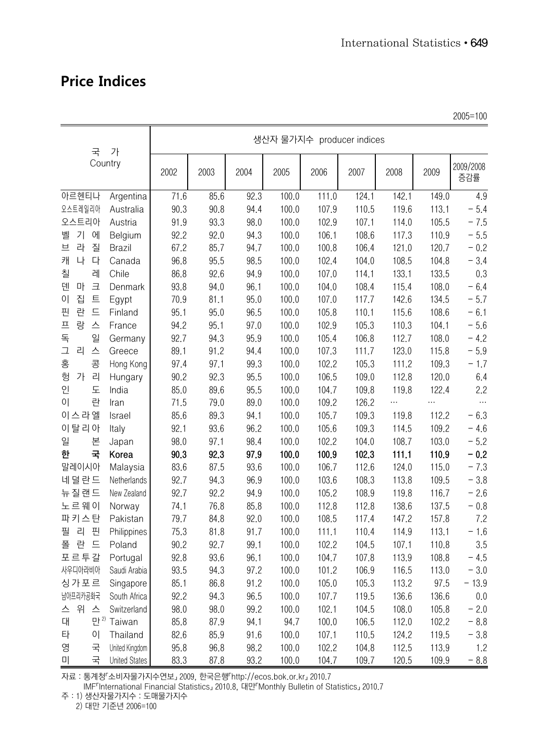## Price Indices

2005=100

| 국 가 | Country | 생산자 물가지수 producer indices | | | | | | | | |
|---|---|---|---|---|---|---|---|---|---|---|
| | | 2002 | 2003 | 2004 | 2005 | 2006 | 2007 | 2008 | 2009 | 2009/2008 증감률 |
| 아르헨티나 | Argentina | 71.6 | 85.6 | 92.3 | 100.0 | 111.0 | 124.1 | 142.1 | 149.0 | 4.9 |
| 오스트레일리아 | Australia | 90.3 | 90.8 | 94.4 | 100.0 | 107.9 | 110.5 | 119.6 | 113.1 | − 5.4 |
| 오스트리아 | Austria | 91.9 | 93.3 | 98.0 | 100.0 | 102.9 | 107.1 | 114.0 | 105.5 | − 7.5 |
| 벨 기 에 | Belgium | 92.2 | 92.0 | 94.3 | 100.0 | 106.1 | 108.6 | 117.3 | 110.9 | − 5.5 |
| 브 라 질 | Brazil | 67.2 | 85.7 | 94.7 | 100.0 | 100.8 | 106.4 | 121.0 | 120.7 | − 0.2 |
| 캐 나 다 | Canada | 96.8 | 95.5 | 98.5 | 100.0 | 102.4 | 104.0 | 108.5 | 104.8 | − 3.4 |
| 칠 레 | Chile | 86.8 | 92.6 | 94.9 | 100.0 | 107.0 | 114.1 | 133.1 | 133.5 | 0.3 |
| 덴 마 크 | Denmark | 93.8 | 94.0 | 96.1 | 100.0 | 104.0 | 108.4 | 115.4 | 108.0 | − 6.4 |
| 이 집 트 | Egypt | 70.9 | 81.1 | 95.0 | 100.0 | 107.0 | 117.7 | 142.6 | 134.5 | − 5.7 |
| 핀 란 드 | Finland | 95.1 | 95.0 | 96.5 | 100.0 | 105.8 | 110.1 | 115.6 | 108.6 | − 6.1 |
| 프 랑 스 | France | 94.2 | 95.1 | 97.0 | 100.0 | 102.9 | 105.3 | 110.3 | 104.1 | − 5.6 |
| 독 일 | Germany | 92.7 | 94.3 | 95.9 | 100.0 | 105.4 | 106.8 | 112.7 | 108.0 | − 4.2 |
| 그 리 스 | Greece | 89.1 | 91.2 | 94.4 | 100.0 | 107.3 | 111.7 | 123.0 | 115.8 | − 5.9 |
| 홍 콩 | Hong Kong | 97.4 | 97.1 | 99.3 | 100.0 | 102.2 | 105.3 | 111.2 | 109.3 | − 1.7 |
| 헝 가 리 | Hungary | 90.2 | 92.3 | 95.5 | 100.0 | 106.5 | 109.0 | 112.8 | 120.0 | 6.4 |
| 인 도 | India | 85.0 | 89.6 | 95.5 | 100.0 | 104.7 | 109.8 | 119.8 | 122.4 | 2.2 |
| 이 란 | Iran | 71.5 | 79.0 | 89.0 | 100.0 | 109.2 | 126.2 | … | … | … |
| 이스라엘 | Israel | 85.6 | 89.3 | 94.1 | 100.0 | 105.7 | 109.3 | 119.8 | 112.2 | − 6.3 |
| 이탈리아 | Italy | 92.1 | 93.6 | 96.2 | 100.0 | 105.6 | 109.3 | 114.5 | 109.2 | − 4.6 |
| 일 본 | Japan | 98.0 | 97.1 | 98.4 | 100.0 | 102.2 | 104.0 | 108.7 | 103.0 | − 5.2 |
| **한 국** | **Korea** | **90.3** | **92.3** | **97.9** | **100.0** | **100.9** | **102.3** | **111.1** | **110.9** | **− 0.2** |
| 말레이시아 | Malaysia | 83.6 | 87.5 | 93.6 | 100.0 | 106.7 | 112.6 | 124.0 | 115.0 | − 7.3 |
| 네덜란드 | Netherlands | 92.7 | 94.3 | 96.9 | 100.0 | 103.6 | 108.3 | 113.8 | 109.5 | − 3.8 |
| 뉴질랜드 | New Zealand | 92.7 | 92.2 | 94.9 | 100.0 | 105.2 | 108.9 | 119.8 | 116.7 | − 2.6 |
| 노르웨이 | Norway | 74.1 | 76.8 | 85.8 | 100.0 | 112.8 | 112.8 | 138.6 | 137.5 | − 0.8 |
| 파키스탄 | Pakistan | 79.7 | 84.8 | 92.0 | 100.0 | 108.5 | 117.4 | 147.2 | 157.8 | 7.2 |
| 필 리 핀 | Philippines | 75.3 | 81.8 | 91.7 | 100.0 | 111.1 | 110.4 | 114.9 | 113.1 | − 1.6 |
| 폴 란 드 | Poland | 90.2 | 92.7 | 99.1 | 100.0 | 102.2 | 104.5 | 107.1 | 110.8 | 3.5 |
| 포르투갈 | Portugal | 92.8 | 93.6 | 96.1 | 100.0 | 104.7 | 107.8 | 113.9 | 108.8 | − 4.5 |
| 사우디아라비아 | Saudi Arabia | 93.5 | 94.3 | 97.2 | 100.0 | 101.2 | 106.9 | 116.5 | 113.0 | − 3.0 |
| 싱가포르 | Singapore | 85.1 | 86.8 | 91.2 | 100.0 | 105.0 | 105.3 | 113.2 | 97.5 | − 13.9 |
| 남아프리카공화국 | South Africa | 92.2 | 94.3 | 96.5 | 100.0 | 107.7 | 119.5 | 136.6 | 136.6 | 0.0 |
| 스 위 스 | Switzerland | 98.0 | 98.0 | 99.2 | 100.0 | 102.1 | 104.5 | 108.0 | 105.8 | − 2.0 |
| 대 만 2) | Taiwan | 85.8 | 87.9 | 94.1 | 94.7 | 100.0 | 106.5 | 112.0 | 102.2 | − 8.8 |
| 타 이 | Thailand | 82.6 | 85.9 | 91.6 | 100.0 | 107.1 | 110.5 | 124.2 | 119.5 | − 3.8 |
| 영 국 | United Kingdom | 95.8 | 96.8 | 98.2 | 100.0 | 102.2 | 104.8 | 112.5 | 113.9 | 1.2 |
| 미 국 | United States | 83.3 | 87.8 | 93.2 | 100.0 | 104.7 | 109.7 | 120.5 | 109.9 | − 8.8 |

자료 : 통계청「소비자물가지수연보」2009, 한국은행「http://ecos.bok.or.kr」2010.7
IMF「International Financial Statistics」2010.8, 대만「Monthly Bulletin of Statistics」2010.7

주 : 1) 생산자물가지수 : 도매물가지수
2) 대만 기준년 2006=100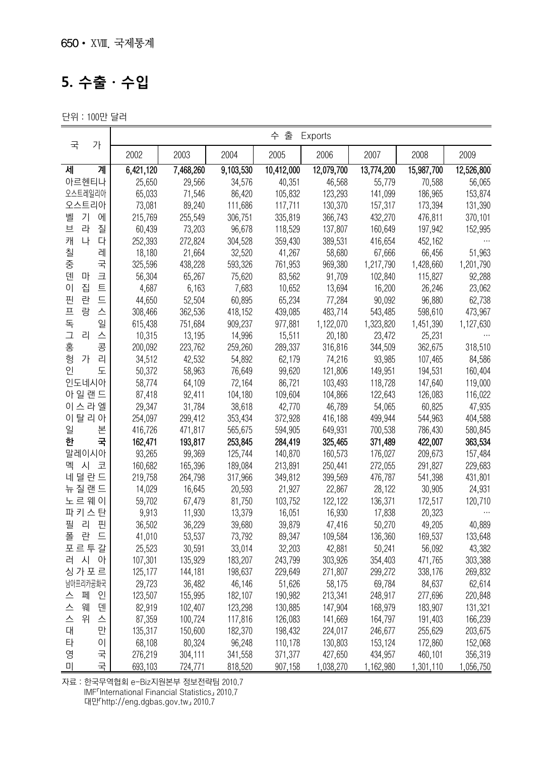# 5. 수출 · 수입

단위 : 100만 달러

| 국 가 | 수 출 Exports | | | | | | | |
|---|---|---|---|---|---|---|---|---|
| | 2002 | 2003 | 2004 | 2005 | 2006 | 2007 | 2008 | 2009 |
| **세 계** | **6,421,120** | **7,468,260** | **9,103,530** | **10,412,000** | **12,079,700** | **13,774,200** | **15,987,700** | **12,526,800** |
| 아르헨티나 | 25,650 | 29,566 | 34,576 | 40,351 | 46,568 | 55,779 | 70,588 | 56,065 |
| 오스트레일리아 | 65,033 | 71,546 | 86,420 | 105,832 | 123,293 | 141,099 | 186,965 | 153,874 |
| 오스트리아 | 73,081 | 89,240 | 111,686 | 117,711 | 130,370 | 157,317 | 173,394 | 131,390 |
| 벨 기 에 | 215,769 | 255,549 | 306,751 | 335,819 | 366,743 | 432,270 | 476,811 | 370,101 |
| 브 라 질 | 60,439 | 73,203 | 96,678 | 118,529 | 137,807 | 160,649 | 197,942 | 152,995 |
| 캐 나 다 | 252,393 | 272,824 | 304,528 | 359,430 | 389,531 | 416,654 | 452,162 | … |
| 칠 레 | 18,180 | 21,664 | 32,520 | 41,267 | 58,680 | 67,666 | 66,456 | 51,963 |
| 중 국 | 325,596 | 438,228 | 593,326 | 761,953 | 969,380 | 1,217,790 | 1,428,660 | 1,201,790 |
| 덴 마 크 | 56,304 | 65,267 | 75,620 | 83,562 | 91,709 | 102,840 | 115,827 | 92,288 |
| 이 집 트 | 4,687 | 6,163 | 7,683 | 10,652 | 13,694 | 16,200 | 26,246 | 23,062 |
| 핀 란 드 | 44,650 | 52,504 | 60,895 | 65,234 | 77,284 | 90,092 | 96,880 | 62,738 |
| 프 랑 스 | 308,466 | 362,536 | 418,152 | 439,085 | 483,714 | 543,485 | 598,610 | 473,967 |
| 독 일 | 615,438 | 751,684 | 909,237 | 977,881 | 1,122,070 | 1,323,820 | 1,451,390 | 1,127,630 |
| 그 리 스 | 10,315 | 13,195 | 14,996 | 15,511 | 20,180 | 23,472 | 25,231 | … |
| 홍 콩 | 200,092 | 223,762 | 259,260 | 289,337 | 316,816 | 344,509 | 362,675 | 318,510 |
| 헝 가 리 | 34,512 | 42,532 | 54,892 | 62,179 | 74,216 | 93,985 | 107,465 | 84,586 |
| 인 도 | 50,372 | 58,963 | 76,649 | 99,620 | 121,806 | 149,951 | 194,531 | 160,404 |
| 인도네시아 | 58,774 | 64,109 | 72,164 | 86,721 | 103,493 | 118,728 | 147,640 | 119,000 |
| 아 일 랜 드 | 87,418 | 92,411 | 104,180 | 109,604 | 104,866 | 122,643 | 126,083 | 116,022 |
| 이 스 라 엘 | 29,347 | 31,784 | 38,618 | 42,770 | 46,789 | 54,065 | 60,825 | 47,935 |
| 이 탈 리 아 | 254,097 | 299,412 | 353,434 | 372,928 | 416,188 | 499,944 | 544,963 | 404,588 |
| 일 본 | 416,726 | 471,817 | 565,675 | 594,905 | 649,931 | 700,538 | 786,430 | 580,845 |
| **한 국** | **162,471** | **193,817** | **253,845** | **284,419** | **325,465** | **371,489** | **422,007** | **363,534** |
| 말레이시아 | 93,265 | 99,369 | 125,744 | 140,870 | 160,573 | 176,027 | 209,673 | 157,484 |
| 멕 시 코 | 160,682 | 165,396 | 189,084 | 213,891 | 250,441 | 272,055 | 291,827 | 229,683 |
| 네 덜 란 드 | 219,758 | 264,798 | 317,966 | 349,812 | 399,569 | 476,787 | 541,398 | 431,801 |
| 뉴 질 랜 드 | 14,029 | 16,645 | 20,593 | 21,927 | 22,867 | 28,122 | 30,905 | 24,931 |
| 노 르 웨 이 | 59,702 | 67,479 | 81,750 | 103,752 | 122,122 | 136,371 | 172,517 | 120,710 |
| 파 키 스 탄 | 9,913 | 11,930 | 13,379 | 16,051 | 16,930 | 17,838 | 20,323 | … |
| 필 리 핀 | 36,502 | 36,229 | 39,680 | 39,879 | 47,416 | 50,270 | 49,205 | 40,889 |
| 폴 란 드 | 41,010 | 53,537 | 73,792 | 89,347 | 109,584 | 136,360 | 169,537 | 133,648 |
| 포 르 투 갈 | 25,523 | 30,591 | 33,014 | 32,203 | 42,881 | 50,241 | 56,092 | 43,382 |
| 러 시 아 | 107,301 | 135,929 | 183,207 | 243,799 | 303,926 | 354,403 | 471,765 | 303,388 |
| 싱 가 포 르 | 125,177 | 144,181 | 198,637 | 229,649 | 271,807 | 299,272 | 338,176 | 269,832 |
| 남아프리카공화국 | 29,723 | 36,482 | 46,146 | 51,626 | 58,175 | 69,784 | 84,637 | 62,614 |
| 스 페 인 | 123,507 | 155,995 | 182,107 | 190,982 | 213,341 | 248,917 | 277,696 | 220,848 |
| 스 웨 덴 | 82,919 | 102,407 | 123,298 | 130,885 | 147,904 | 168,979 | 183,907 | 131,321 |
| 스 위 스 | 87,359 | 100,724 | 117,816 | 126,083 | 141,669 | 164,797 | 191,403 | 166,239 |
| 대 만 | 135,317 | 150,600 | 182,370 | 198,432 | 224,017 | 246,677 | 255,629 | 203,675 |
| 타 이 | 68,108 | 80,324 | 96,248 | 110,178 | 130,803 | 153,124 | 172,860 | 152,068 |
| 영 국 | 276,219 | 304,111 | 341,558 | 371,377 | 427,650 | 434,957 | 460,101 | 356,319 |
| 미 국 | 693,103 | 724,771 | 818,520 | 907,158 | 1,038,270 | 1,162,980 | 1,301,110 | 1,056,750 |

자료 : 한국무역협회 e-Biz지원본부 정보전략팀 2010.7
IMF「International Financial Statistics」 2010.7
대만「http://eng.dgbas.gov.tw」 2010.7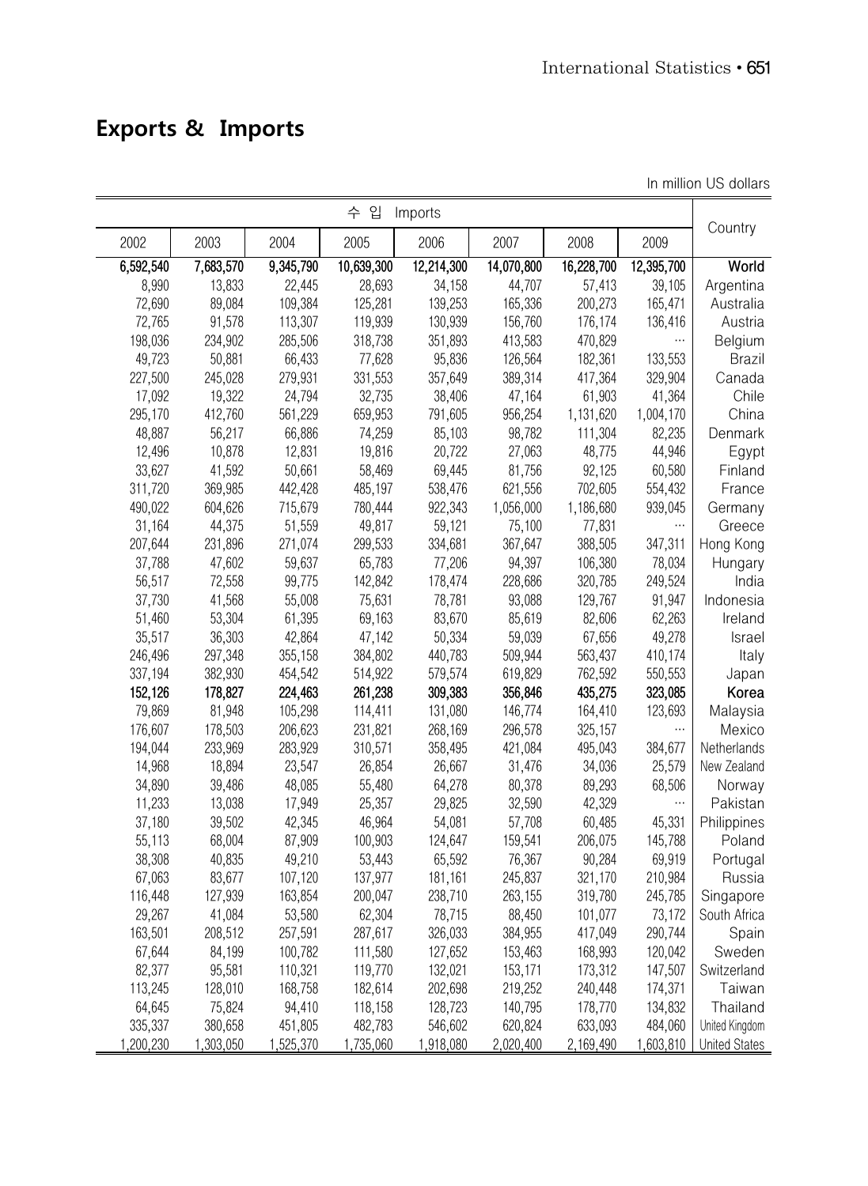## Exports & Imports

In million US dollars

| 수 입 Imports | | | | | | | | Country |
|---|---|---|---|---|---|---|---|---|
| 2002 | 2003 | 2004 | 2005 | 2006 | 2007 | 2008 | 2009 | |
| **6,592,540** | **7,683,570** | **9,345,790** | **10,639,300** | **12,214,300** | **14,070,800** | **16,228,700** | **12,395,700** | **World** |
| 8,990 | 13,833 | 22,445 | 28,693 | 34,158 | 44,707 | 57,413 | 39,105 | Argentina |
| 72,690 | 89,084 | 109,384 | 125,281 | 139,253 | 165,336 | 200,273 | 165,471 | Australia |
| 72,765 | 91,578 | 113,307 | 119,939 | 130,939 | 156,760 | 176,174 | 136,416 | Austria |
| 198,036 | 234,902 | 285,506 | 318,738 | 351,893 | 413,583 | 470,829 | … | Belgium |
| 49,723 | 50,881 | 66,433 | 77,628 | 95,836 | 126,564 | 182,361 | 133,553 | Brazil |
| 227,500 | 245,028 | 279,931 | 331,553 | 357,649 | 389,314 | 417,364 | 329,904 | Canada |
| 17,092 | 19,322 | 24,794 | 32,735 | 38,406 | 47,164 | 61,903 | 41,364 | Chile |
| 295,170 | 412,760 | 561,229 | 659,953 | 791,605 | 956,254 | 1,131,620 | 1,004,170 | China |
| 48,887 | 56,217 | 66,886 | 74,259 | 85,103 | 98,782 | 111,304 | 82,235 | Denmark |
| 12,496 | 10,878 | 12,831 | 19,816 | 20,722 | 27,063 | 48,775 | 44,946 | Egypt |
| 33,627 | 41,592 | 50,661 | 58,469 | 69,445 | 81,756 | 92,125 | 60,580 | Finland |
| 311,720 | 369,985 | 442,428 | 485,197 | 538,476 | 621,556 | 702,605 | 554,432 | France |
| 490,022 | 604,626 | 715,679 | 780,444 | 922,343 | 1,056,000 | 1,186,680 | 939,045 | Germany |
| 31,164 | 44,375 | 51,559 | 49,817 | 59,121 | 75,100 | 77,831 | … | Greece |
| 207,644 | 231,896 | 271,074 | 299,533 | 334,681 | 367,647 | 388,505 | 347,311 | Hong Kong |
| 37,788 | 47,602 | 59,637 | 65,783 | 77,206 | 94,397 | 106,380 | 78,034 | Hungary |
| 56,517 | 72,558 | 99,775 | 142,842 | 178,474 | 228,686 | 320,785 | 249,524 | India |
| 37,730 | 41,568 | 55,008 | 75,631 | 78,781 | 93,088 | 129,767 | 91,947 | Indonesia |
| 51,460 | 53,304 | 61,395 | 69,163 | 83,670 | 85,619 | 82,606 | 62,263 | Ireland |
| 35,517 | 36,303 | 42,864 | 47,142 | 50,334 | 59,039 | 67,656 | 49,278 | Israel |
| 246,496 | 297,348 | 355,158 | 384,802 | 440,783 | 509,944 | 563,437 | 410,174 | Italy |
| 337,194 | 382,930 | 454,542 | 514,922 | 579,574 | 619,829 | 762,592 | 550,553 | Japan |
| **152,126** | **178,827** | **224,463** | **261,238** | **309,383** | **356,846** | **435,275** | **323,085** | **Korea** |
| 79,869 | 81,948 | 105,298 | 114,411 | 131,080 | 146,774 | 164,410 | 123,693 | Malaysia |
| 176,607 | 178,503 | 206,623 | 231,821 | 268,169 | 296,578 | 325,157 | … | Mexico |
| 194,044 | 233,969 | 283,929 | 310,571 | 358,495 | 421,084 | 495,043 | 384,677 | Netherlands |
| 14,968 | 18,894 | 23,547 | 26,854 | 26,667 | 31,476 | 34,036 | 25,579 | New Zealand |
| 34,890 | 39,486 | 48,085 | 55,480 | 64,278 | 80,378 | 89,293 | 68,506 | Norway |
| 11,233 | 13,038 | 17,949 | 25,357 | 29,825 | 32,590 | 42,329 | … | Pakistan |
| 37,180 | 39,502 | 42,345 | 46,964 | 54,081 | 57,708 | 60,485 | 45,331 | Philippines |
| 55,113 | 68,004 | 87,909 | 100,903 | 124,647 | 159,541 | 206,075 | 145,788 | Poland |
| 38,308 | 40,835 | 49,210 | 53,443 | 65,592 | 76,367 | 90,284 | 69,919 | Portugal |
| 67,063 | 83,677 | 107,120 | 137,977 | 181,161 | 245,837 | 321,170 | 210,984 | Russia |
| 116,448 | 127,939 | 163,854 | 200,047 | 238,710 | 263,155 | 319,780 | 245,785 | Singapore |
| 29,267 | 41,084 | 53,580 | 62,304 | 78,715 | 88,450 | 101,077 | 73,172 | South Africa |
| 163,501 | 208,512 | 257,591 | 287,617 | 326,033 | 384,955 | 417,049 | 290,744 | Spain |
| 67,644 | 84,199 | 100,782 | 111,580 | 127,652 | 153,463 | 168,993 | 120,042 | Sweden |
| 82,377 | 95,581 | 110,321 | 119,770 | 132,021 | 153,171 | 173,312 | 147,507 | Switzerland |
| 113,245 | 128,010 | 168,758 | 182,614 | 202,698 | 219,252 | 240,448 | 174,371 | Taiwan |
| 64,645 | 75,824 | 94,410 | 118,158 | 128,723 | 140,795 | 178,770 | 134,832 | Thailand |
| 335,337 | 380,658 | 451,805 | 482,783 | 546,602 | 620,824 | 633,093 | 484,060 | United Kingdom |
| 1,200,230 | 1,303,050 | 1,525,370 | 1,735,060 | 1,918,080 | 2,020,400 | 2,169,490 | 1,603,810 | United States |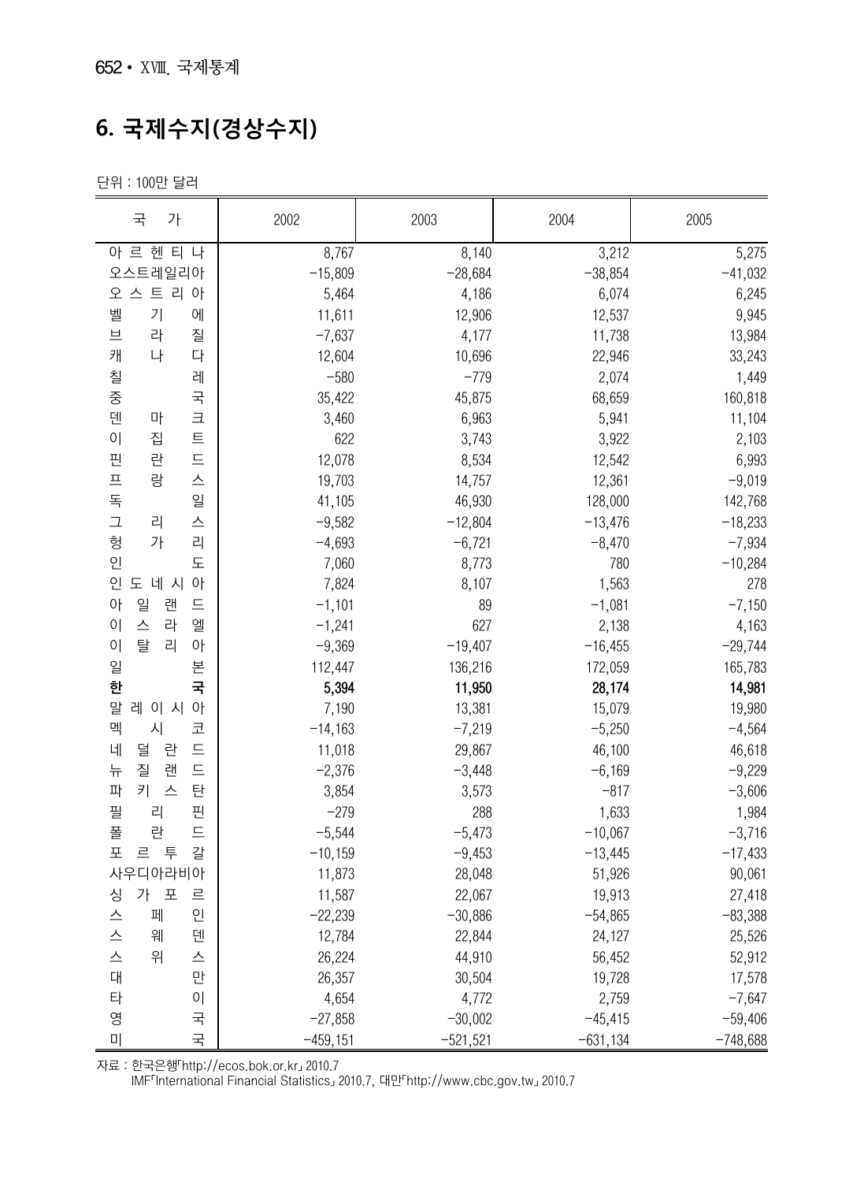# 6. 국제수지(경상수지)

단위 : 100만 달러

| 국가 | 2002 | 2003 | 2004 | 2005 |
|---|---|---|---|---|
| 아르헨티나 | 8,767 | 8,140 | 3,212 | 5,275 |
| 오스트레일리아 | -15,809 | -28,684 | -38,854 | -41,032 |
| 오스트리아 | 5,464 | 4,186 | 6,074 | 6,245 |
| 벨기에 | 11,611 | 12,906 | 12,537 | 9,945 |
| 브라질 | -7,637 | 4,177 | 11,738 | 13,984 |
| 캐나다 | 12,604 | 10,696 | 22,946 | 33,243 |
| 칠레 | -580 | -779 | 2,074 | 1,449 |
| 중국 | 35,422 | 45,875 | 68,659 | 160,818 |
| 덴마크 | 3,460 | 6,963 | 5,941 | 11,104 |
| 이집트 | 622 | 3,743 | 3,922 | 2,103 |
| 핀란드 | 12,078 | 8,534 | 12,542 | 6,993 |
| 프랑스 | 19,703 | 14,757 | 12,361 | -9,019 |
| 독일 | 41,105 | 46,930 | 128,000 | 142,768 |
| 그리스 | -9,582 | -12,804 | -13,476 | -18,233 |
| 헝가리 | -4,693 | -6,721 | -8,470 | -7,934 |
| 인도 | 7,060 | 8,773 | 780 | -10,284 |
| 인도네시아 | 7,824 | 8,107 | 1,563 | 278 |
| 아일랜드 | -1,101 | 89 | -1,081 | -7,150 |
| 이스라엘 | -1,241 | 627 | 2,138 | 4,163 |
| 이탈리아 | -9,369 | -19,407 | -16,455 | -29,744 |
| 일본 | 112,447 | 136,216 | 172,059 | 165,783 |
| **한국** | **5,394** | **11,950** | **28,174** | **14,981** |
| 말레이시아 | 7,190 | 13,381 | 15,079 | 19,980 |
| 멕시코 | -14,163 | -7,219 | -5,250 | -4,564 |
| 네덜란드 | 11,018 | 29,867 | 46,100 | 46,618 |
| 뉴질랜드 | -2,376 | -3,448 | -6,169 | -9,229 |
| 파키스탄 | 3,854 | 3,573 | -817 | -3,606 |
| 필리핀 | -279 | 288 | 1,633 | 1,984 |
| 폴란드 | -5,544 | -5,473 | -10,067 | -3,716 |
| 포르투갈 | -10,159 | -9,453 | -13,445 | -17,433 |
| 사우디아라비아 | 11,873 | 28,048 | 51,926 | 90,061 |
| 싱가포르 | 11,587 | 22,067 | 19,913 | 27,418 |
| 스페인 | -22,239 | -30,886 | -54,865 | -83,388 |
| 스웨덴 | 12,784 | 22,844 | 24,127 | 25,526 |
| 스위스 | 26,224 | 44,910 | 56,452 | 52,912 |
| 대만 | 26,357 | 30,504 | 19,728 | 17,578 |
| 타이 | 4,654 | 4,772 | 2,759 | -7,647 |
| 영국 | -27,858 | -30,002 | -45,415 | -59,406 |
| 미국 | -459,151 | -521,521 | -631,134 | -748,688 |

자료 : 한국은행「http://ecos.bok.or.kr」 2010.7
IMF「International Financial Statistics」 2010.7, 대만「http://www.cbc.gov.tw」 2010.7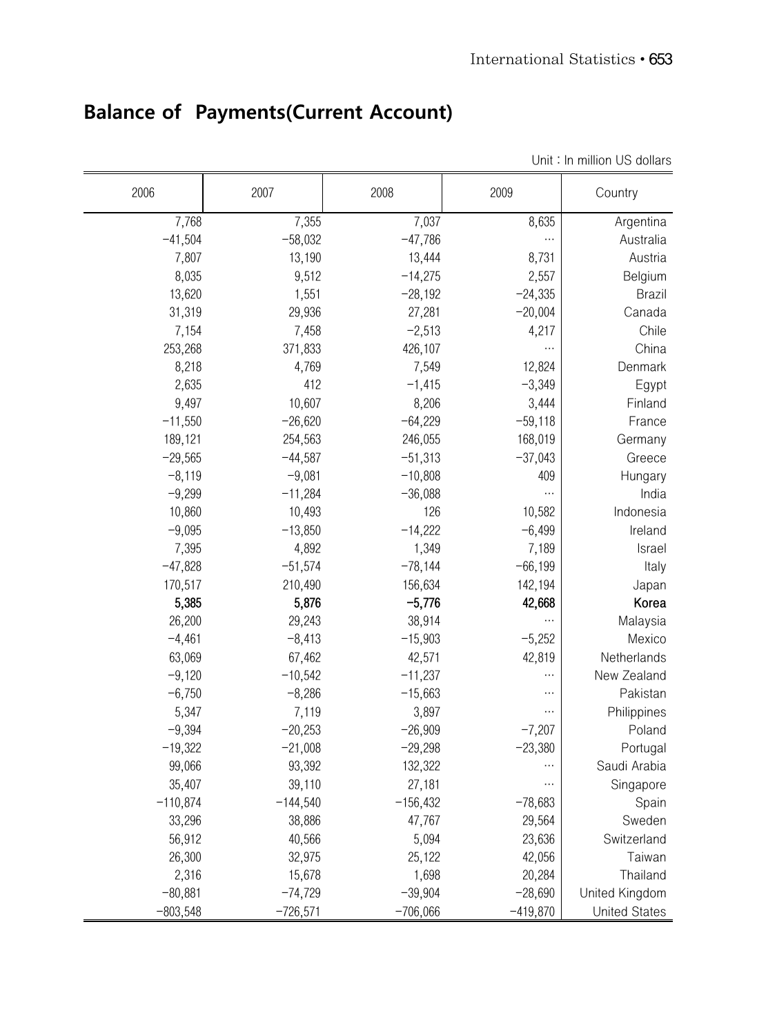## Balance of Payments(Current Account)

Unit : In million US dollars

| 2006 | 2007 | 2008 | 2009 | Country |
|---|---|---|---|---|
| 7,768 | 7,355 | 7,037 | 8,635 | Argentina |
| −41,504 | −58,032 | −47,786 | … | Australia |
| 7,807 | 13,190 | 13,444 | 8,731 | Austria |
| 8,035 | 9,512 | −14,275 | 2,557 | Belgium |
| 13,620 | 1,551 | −28,192 | −24,335 | Brazil |
| 31,319 | 29,936 | 27,281 | −20,004 | Canada |
| 7,154 | 7,458 | −2,513 | 4,217 | Chile |
| 253,268 | 371,833 | 426,107 | … | China |
| 8,218 | 4,769 | 7,549 | 12,824 | Denmark |
| 2,635 | 412 | −1,415 | −3,349 | Egypt |
| 9,497 | 10,607 | 8,206 | 3,444 | Finland |
| −11,550 | −26,620 | −64,229 | −59,118 | France |
| 189,121 | 254,563 | 246,055 | 168,019 | Germany |
| −29,565 | −44,587 | −51,313 | −37,043 | Greece |
| −8,119 | −9,081 | −10,808 | 409 | Hungary |
| −9,299 | −11,284 | −36,088 | … | India |
| 10,860 | 10,493 | 126 | 10,582 | Indonesia |
| −9,095 | −13,850 | −14,222 | −6,499 | Ireland |
| 7,395 | 4,892 | 1,349 | 7,189 | Israel |
| −47,828 | −51,574 | −78,144 | −66,199 | Italy |
| 170,517 | 210,490 | 156,634 | 142,194 | Japan |
| **5,385** | **5,876** | **−5,776** | **42,668** | **Korea** |
| 26,200 | 29,243 | 38,914 | … | Malaysia |
| −4,461 | −8,413 | −15,903 | −5,252 | Mexico |
| 63,069 | 67,462 | 42,571 | 42,819 | Netherlands |
| −9,120 | −10,542 | −11,237 | … | New Zealand |
| −6,750 | −8,286 | −15,663 | … | Pakistan |
| 5,347 | 7,119 | 3,897 | … | Philippines |
| −9,394 | −20,253 | −26,909 | −7,207 | Poland |
| −19,322 | −21,008 | −29,298 | −23,380 | Portugal |
| 99,066 | 93,392 | 132,322 | … | Saudi Arabia |
| 35,407 | 39,110 | 27,181 | … | Singapore |
| −110,874 | −144,540 | −156,432 | −78,683 | Spain |
| 33,296 | 38,886 | 47,767 | 29,564 | Sweden |
| 56,912 | 40,566 | 5,094 | 23,636 | Switzerland |
| 26,300 | 32,975 | 25,122 | 42,056 | Taiwan |
| 2,316 | 15,678 | 1,698 | 20,284 | Thailand |
| −80,881 | −74,729 | −39,904 | −28,690 | United Kingdom |
| −803,548 | −726,571 | −706,066 | −419,870 | United States |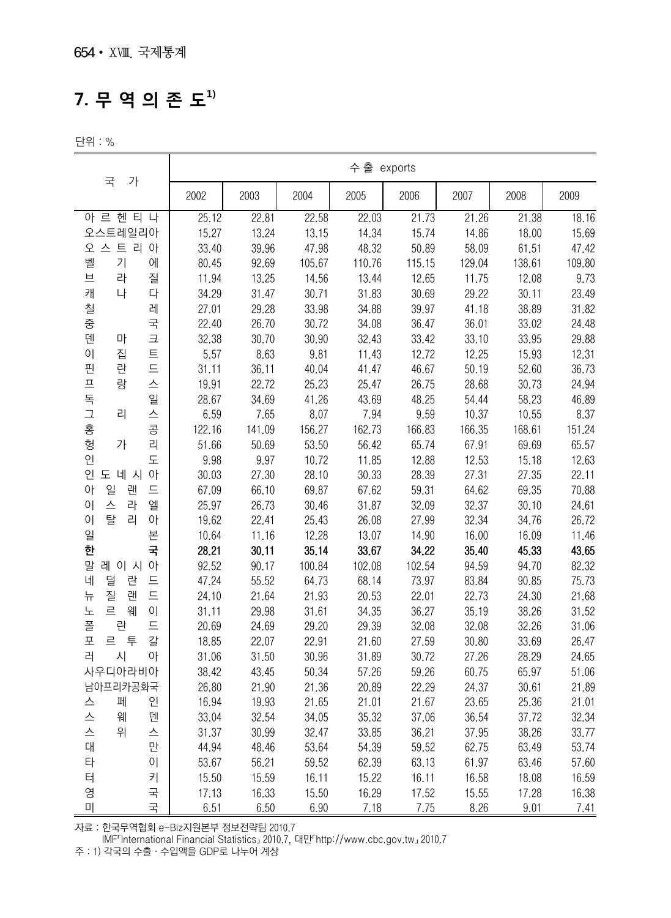## 7. 무 역 의 존 도[1)]

단위 : %

| 국 가 | 수출 exports | | | | | | | |
|---|---|---|---|---|---|---|---|---|
| | 2002 | 2003 | 2004 | 2005 | 2006 | 2007 | 2008 | 2009 |
| 아르헨티나 | 25.12 | 22.81 | 22.58 | 22.03 | 21.73 | 21.26 | 21.38 | 18.16 |
| 오스트레일리아 | 15.27 | 13.24 | 13.15 | 14.34 | 15.74 | 14.86 | 18.00 | 15.69 |
| 오스트리아 | 33.40 | 39.96 | 47.98 | 48.32 | 50.89 | 58.09 | 61.51 | 47.42 |
| 벨기에 | 80.45 | 92.69 | 105.67 | 110.76 | 115.15 | 129.04 | 138.61 | 109.80 |
| 브라질 | 11.94 | 13.25 | 14.56 | 13.44 | 12.65 | 11.75 | 12.08 | 9.73 |
| 캐나다 | 34.29 | 31.47 | 30.71 | 31.83 | 30.69 | 29.22 | 30.11 | 23.49 |
| 칠레 | 27.01 | 29.28 | 33.98 | 34.88 | 39.97 | 41.18 | 38.89 | 31.82 |
| 중국 | 22.40 | 26.70 | 30.72 | 34.08 | 36.47 | 36.01 | 33.02 | 24.48 |
| 덴마크 | 32.38 | 30.70 | 30.90 | 32.43 | 33.42 | 33.10 | 33.95 | 29.88 |
| 이집트 | 5.57 | 8.63 | 9.81 | 11.43 | 12.72 | 12.25 | 15.93 | 12.31 |
| 핀란드 | 31.11 | 36.11 | 40.04 | 41.47 | 46.67 | 50.19 | 52.60 | 36.73 |
| 프랑스 | 19.91 | 22.72 | 25.23 | 25.47 | 26.75 | 28.68 | 30.73 | 24.94 |
| 독일 | 28.67 | 34.69 | 41.26 | 43.69 | 48.25 | 54.44 | 58.23 | 46.89 |
| 그리스 | 6.59 | 7.65 | 8.07 | 7.94 | 9.59 | 10.37 | 10.55 | 8.37 |
| 홍콩 | 122.16 | 141.09 | 156.27 | 162.73 | 166.83 | 166.35 | 168.61 | 151.24 |
| 헝가리 | 51.66 | 50.69 | 53.50 | 56.42 | 65.74 | 67.91 | 69.69 | 65.57 |
| 인도 | 9.98 | 9.97 | 10.72 | 11.85 | 12.88 | 12.53 | 15.18 | 12.63 |
| 인도네시아 | 30.03 | 27.30 | 28.10 | 30.33 | 28.39 | 27.31 | 27.35 | 22.11 |
| 아일랜드 | 67.09 | 66.10 | 69.87 | 67.62 | 59.31 | 64.62 | 69.35 | 70.88 |
| 이스라엘 | 25.97 | 26.73 | 30.46 | 31.87 | 32.09 | 32.37 | 30.10 | 24.61 |
| 이탈리아 | 19.62 | 22.41 | 25.43 | 26.08 | 27.99 | 32.34 | 34.76 | 26.72 |
| 일본 | 10.64 | 11.16 | 12.28 | 13.07 | 14.90 | 16.00 | 16.09 | 11.46 |
| **한국** | **28.21** | **30.11** | **35.14** | **33.67** | **34.22** | **35.40** | **45.33** | **43.65** |
| 말레이시아 | 92.52 | 90.17 | 100.84 | 102.08 | 102.54 | 94.59 | 94.70 | 82.32 |
| 네덜란드 | 47.24 | 55.52 | 64.73 | 68.14 | 73.97 | 83.84 | 90.85 | 75.73 |
| 뉴질랜드 | 24.10 | 21.64 | 21.93 | 20.53 | 22.01 | 22.73 | 24.30 | 21.68 |
| 노르웨이 | 31.11 | 29.98 | 31.61 | 34.35 | 36.27 | 35.19 | 38.26 | 31.52 |
| 폴란드 | 20.69 | 24.69 | 29.20 | 29.39 | 32.08 | 32.08 | 32.26 | 31.06 |
| 포르투갈 | 18.85 | 22.07 | 22.91 | 21.60 | 27.59 | 30.80 | 33.69 | 26.47 |
| 러시아 | 31.06 | 31.50 | 30.96 | 31.89 | 30.72 | 27.26 | 28.29 | 24.65 |
| 사우디아라비아 | 38.42 | 43.45 | 50.34 | 57.26 | 59.26 | 60.75 | 65.97 | 51.06 |
| 남아프리카공화국 | 26.80 | 21.90 | 21.36 | 20.89 | 22.29 | 24.37 | 30.61 | 21.89 |
| 스페인 | 16.94 | 19.93 | 21.65 | 21.01 | 21.67 | 23.65 | 25.36 | 21.01 |
| 스웨덴 | 33.04 | 32.54 | 34.05 | 35.32 | 37.06 | 36.54 | 37.72 | 32.34 |
| 스위스 | 31.37 | 30.99 | 32.47 | 33.85 | 36.21 | 37.95 | 38.26 | 33.77 |
| 대만 | 44.94 | 48.46 | 53.64 | 54.39 | 59.52 | 62.75 | 63.49 | 53.74 |
| 타이 | 53.67 | 56.21 | 59.52 | 62.39 | 63.13 | 61.97 | 63.46 | 57.60 |
| 터키 | 15.50 | 15.59 | 16.11 | 15.22 | 16.11 | 16.58 | 18.08 | 16.59 |
| 영국 | 17.13 | 16.33 | 15.50 | 16.29 | 17.52 | 15.55 | 17.28 | 16.38 |
| 미국 | 6.51 | 6.50 | 6.90 | 7.18 | 7.75 | 8.26 | 9.01 | 7.41 |

자료 : 한국무역협회 e-Biz지원본부 정보전략팀 2010.7
IMF「International Financial Statistics」 2010.7, 대만「http://www.cbc.gov.tw」 2010.7

주 : 1) 각국의 수출 · 수입액을 GDP로 나누어 계상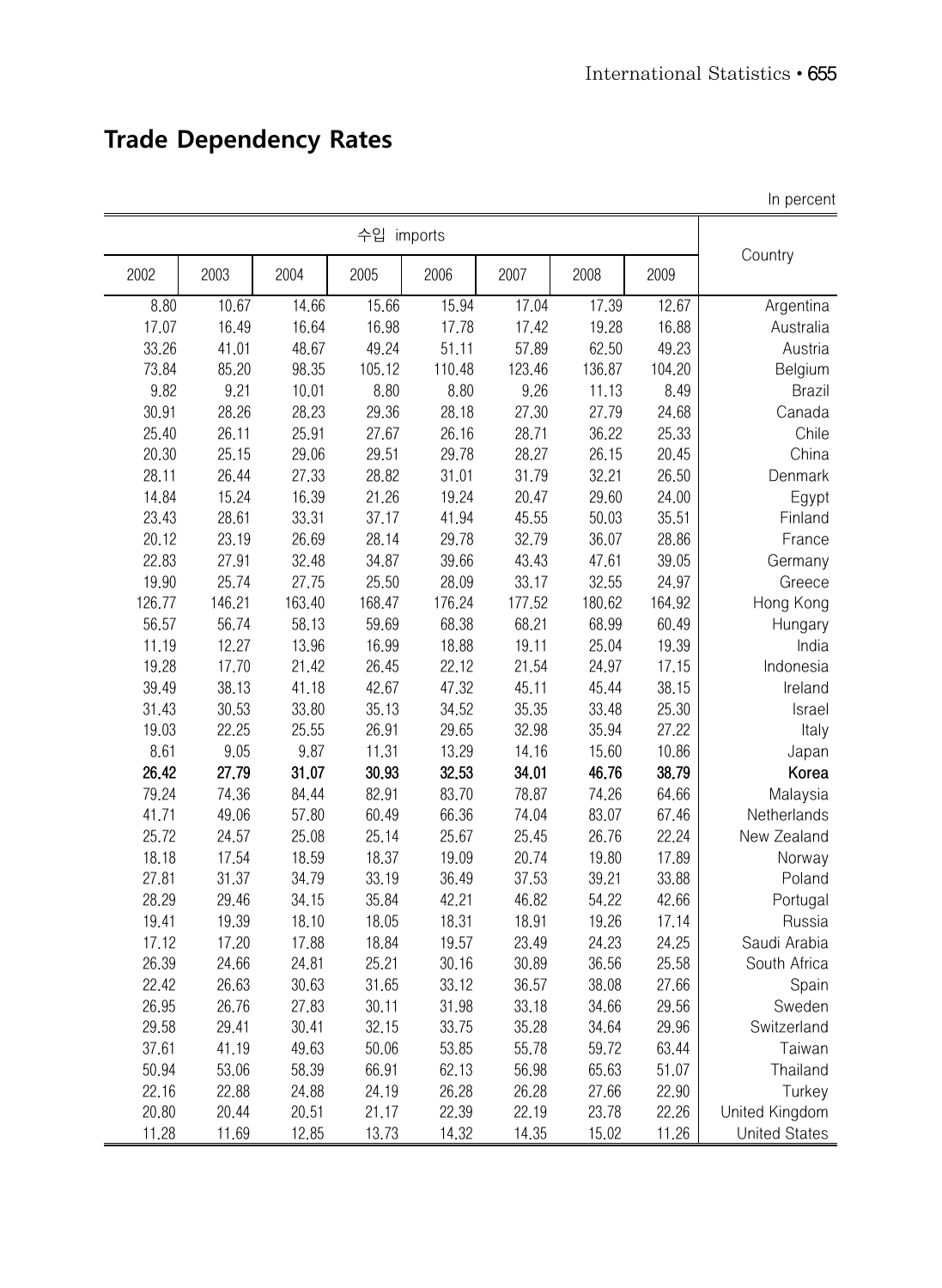## Trade Dependency Rates

In percent

| 수입 imports | | | | | | | | Country |
|---|---|---|---|---|---|---|---|---|
| 2002 | 2003 | 2004 | 2005 | 2006 | 2007 | 2008 | 2009 | |
| 8.80 | 10.67 | 14.66 | 15.66 | 15.94 | 17.04 | 17.39 | 12.67 | Argentina |
| 17.07 | 16.49 | 16.64 | 16.98 | 17.78 | 17.42 | 19.28 | 16.88 | Australia |
| 33.26 | 41.01 | 48.67 | 49.24 | 51.11 | 57.89 | 62.50 | 49.23 | Austria |
| 73.84 | 85.20 | 98.35 | 105.12 | 110.48 | 123.46 | 136.87 | 104.20 | Belgium |
| 9.82 | 9.21 | 10.01 | 8.80 | 8.80 | 9.26 | 11.13 | 8.49 | Brazil |
| 30.91 | 28.26 | 28.23 | 29.36 | 28.18 | 27.30 | 27.79 | 24.68 | Canada |
| 25.40 | 26.11 | 25.91 | 27.67 | 26.16 | 28.71 | 36.22 | 25.33 | Chile |
| 20.30 | 25.15 | 29.06 | 29.51 | 29.78 | 28.27 | 26.15 | 20.45 | China |
| 28.11 | 26.44 | 27.33 | 28.82 | 31.01 | 31.79 | 32.21 | 26.50 | Denmark |
| 14.84 | 15.24 | 16.39 | 21.26 | 19.24 | 20.47 | 29.60 | 24.00 | Egypt |
| 23.43 | 28.61 | 33.31 | 37.17 | 41.94 | 45.55 | 50.03 | 35.51 | Finland |
| 20.12 | 23.19 | 26.69 | 28.14 | 29.78 | 32.79 | 36.07 | 28.86 | France |
| 22.83 | 27.91 | 32.48 | 34.87 | 39.66 | 43.43 | 47.61 | 39.05 | Germany |
| 19.90 | 25.74 | 27.75 | 25.50 | 28.09 | 33.17 | 32.55 | 24.97 | Greece |
| 126.77 | 146.21 | 163.40 | 168.47 | 176.24 | 177.52 | 180.62 | 164.92 | Hong Kong |
| 56.57 | 56.74 | 58.13 | 59.69 | 68.38 | 68.21 | 68.99 | 60.49 | Hungary |
| 11.19 | 12.27 | 13.96 | 16.99 | 18.88 | 19.11 | 25.04 | 19.39 | India |
| 19.28 | 17.70 | 21.42 | 26.45 | 22.12 | 21.54 | 24.97 | 17.15 | Indonesia |
| 39.49 | 38.13 | 41.18 | 42.67 | 47.32 | 45.11 | 45.44 | 38.15 | Ireland |
| 31.43 | 30.53 | 33.80 | 35.13 | 34.52 | 35.35 | 33.48 | 25.30 | Israel |
| 19.03 | 22.25 | 25.55 | 26.91 | 29.65 | 32.98 | 35.94 | 27.22 | Italy |
| 8.61 | 9.05 | 9.87 | 11.31 | 13.29 | 14.16 | 15.60 | 10.86 | Japan |
| **26.42** | **27.79** | **31.07** | **30.93** | **32.53** | **34.01** | **46.76** | **38.79** | **Korea** |
| 79.24 | 74.36 | 84.44 | 82.91 | 83.70 | 78.87 | 74.26 | 64.66 | Malaysia |
| 41.71 | 49.06 | 57.80 | 60.49 | 66.36 | 74.04 | 83.07 | 67.46 | Netherlands |
| 25.72 | 24.57 | 25.08 | 25.14 | 25.67 | 25.45 | 26.76 | 22.24 | New Zealand |
| 18.18 | 17.54 | 18.59 | 18.37 | 19.09 | 20.74 | 19.80 | 17.89 | Norway |
| 27.81 | 31.37 | 34.79 | 33.19 | 36.49 | 37.53 | 39.21 | 33.88 | Poland |
| 28.29 | 29.46 | 34.15 | 35.84 | 42.21 | 46.82 | 54.22 | 42.66 | Portugal |
| 19.41 | 19.39 | 18.10 | 18.05 | 18.31 | 18.91 | 19.26 | 17.14 | Russia |
| 17.12 | 17.20 | 17.88 | 18.84 | 19.57 | 23.49 | 24.23 | 24.25 | Saudi Arabia |
| 26.39 | 24.66 | 24.81 | 25.21 | 30.16 | 30.89 | 36.56 | 25.58 | South Africa |
| 22.42 | 26.63 | 30.63 | 31.65 | 33.12 | 36.57 | 38.08 | 27.66 | Spain |
| 26.95 | 26.76 | 27.83 | 30.11 | 31.98 | 33.18 | 34.66 | 29.56 | Sweden |
| 29.58 | 29.41 | 30.41 | 32.15 | 33.75 | 35.28 | 34.64 | 29.96 | Switzerland |
| 37.61 | 41.19 | 49.63 | 50.06 | 53.85 | 55.78 | 59.72 | 63.44 | Taiwan |
| 50.94 | 53.06 | 58.39 | 66.91 | 62.13 | 56.98 | 65.63 | 51.07 | Thailand |
| 22.16 | 22.88 | 24.88 | 24.19 | 26.28 | 26.28 | 27.66 | 22.90 | Turkey |
| 20.80 | 20.44 | 20.51 | 21.17 | 22.39 | 22.19 | 23.78 | 22.26 | United Kingdom |
| 11.28 | 11.69 | 12.85 | 13.73 | 14.32 | 14.35 | 15.02 | 11.26 | United States |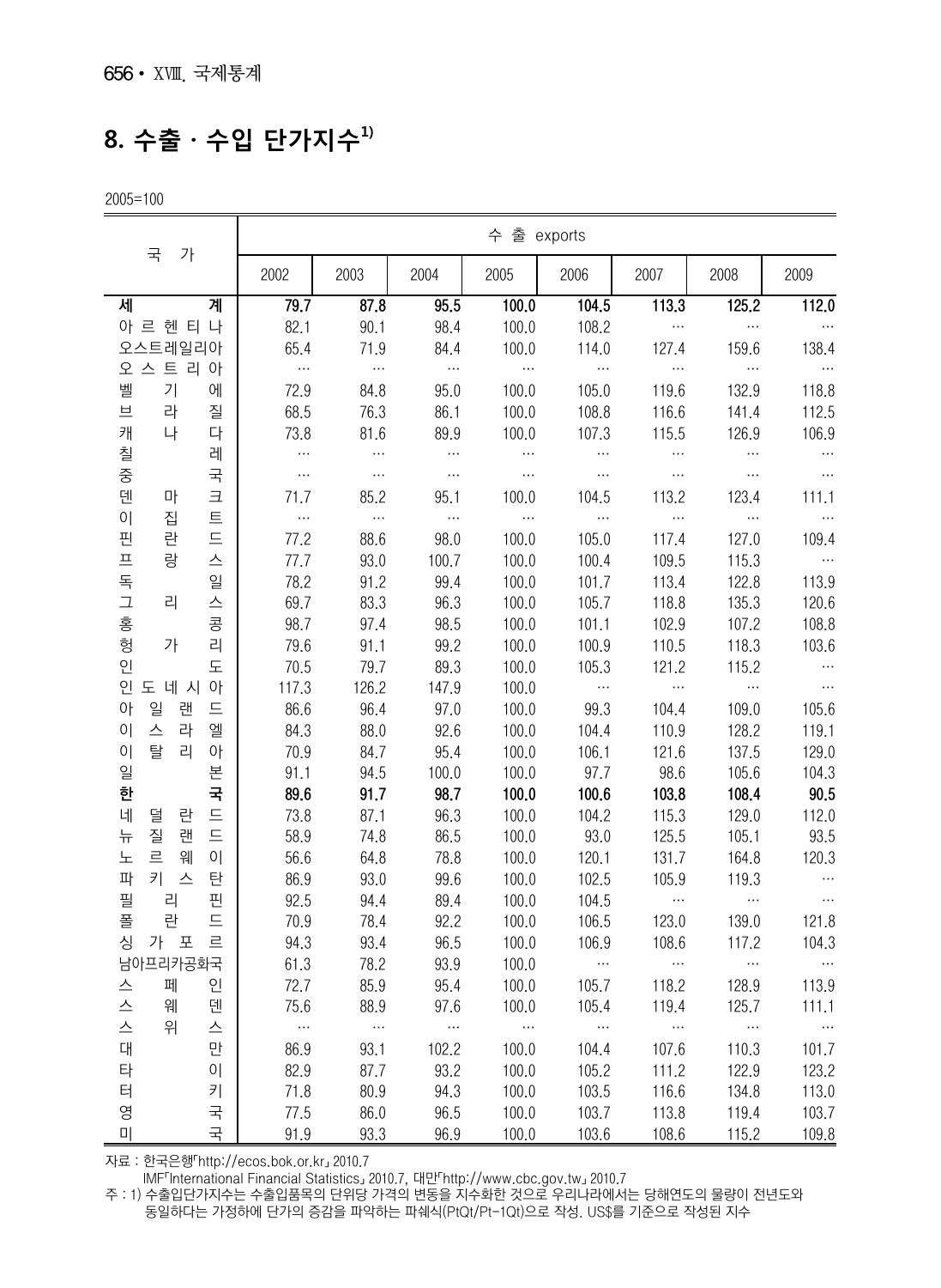## 8. 수출 · 수입 단가지수[1)]

2005=100

| 국 가 | 수 출 exports | | | | | | | |
|---|---|---|---|---|---|---|---|---|
| | 2002 | 2003 | 2004 | 2005 | 2006 | 2007 | 2008 | 2009 |
| **세 계** | **79.7** | **87.8** | **95.5** | **100.0** | **104.5** | **113.3** | **125.2** | **112.0** |
| 아르헨티나 | 82.1 | 90.1 | 98.4 | 100.0 | 108.2 | … | … | … |
| 오스트레일리아 | 65.4 | 71.9 | 84.4 | 100.0 | 114.0 | 127.4 | 159.6 | 138.4 |
| 오스트리아 | … | … | … | … | … | … | … | … |
| 벨기에 | 72.9 | 84.8 | 95.0 | 100.0 | 105.0 | 119.6 | 132.9 | 118.8 |
| 브라질 | 68.5 | 76.3 | 86.1 | 100.0 | 108.8 | 116.6 | 141.4 | 112.5 |
| 캐나다 | 73.8 | 81.6 | 89.9 | 100.0 | 107.3 | 115.5 | 126.9 | 106.9 |
| 칠레 | … | … | … | … | … | … | … | … |
| 중국 | … | … | … | … | … | … | … | … |
| 덴마크 | 71.7 | 85.2 | 95.1 | 100.0 | 104.5 | 113.2 | 123.4 | 111.1 |
| 이집트 | … | … | … | … | … | … | … | … |
| 핀란드 | 77.2 | 88.6 | 98.0 | 100.0 | 105.0 | 117.4 | 127.0 | 109.4 |
| 프랑스 | 77.7 | 93.0 | 100.7 | 100.0 | 100.4 | 109.5 | 115.3 | … |
| 독일 | 78.2 | 91.2 | 99.4 | 100.0 | 101.7 | 113.4 | 122.8 | 113.9 |
| 그리스 | 69.7 | 83.3 | 96.3 | 100.0 | 105.7 | 118.8 | 135.3 | 120.6 |
| 홍콩 | 98.7 | 97.4 | 98.5 | 100.0 | 101.1 | 102.9 | 107.2 | 108.8 |
| 헝가리 | 79.6 | 91.1 | 99.2 | 100.0 | 100.9 | 110.5 | 118.3 | 103.6 |
| 인도 | 70.5 | 79.7 | 89.3 | 100.0 | 105.3 | 121.2 | 115.2 | … |
| 인도네시아 | 117.3 | 126.2 | 147.9 | 100.0 | … | … | … | … |
| 아일랜드 | 86.6 | 96.4 | 97.0 | 100.0 | 99.3 | 104.4 | 109.0 | 105.6 |
| 이스라엘 | 84.3 | 88.0 | 92.6 | 100.0 | 104.4 | 110.9 | 128.2 | 119.1 |
| 이탈리아 | 70.9 | 84.7 | 95.4 | 100.0 | 106.1 | 121.6 | 137.5 | 129.0 |
| 일본 | 91.1 | 94.5 | 100.0 | 100.0 | 97.7 | 98.6 | 105.6 | 104.3 |
| **한 국** | **89.6** | **91.7** | **98.7** | **100.0** | **100.6** | **103.8** | **108.4** | **90.5** |
| 네덜란드 | 73.8 | 87.1 | 96.3 | 100.0 | 104.2 | 115.3 | 129.0 | 112.0 |
| 뉴질랜드 | 58.9 | 74.8 | 86.5 | 100.0 | 93.0 | 125.5 | 105.1 | 93.5 |
| 노르웨이 | 56.6 | 64.8 | 78.8 | 100.0 | 120.1 | 131.7 | 164.8 | 120.3 |
| 파키스탄 | 86.9 | 93.0 | 99.6 | 100.0 | 102.5 | 105.9 | 119.3 | … |
| 필리핀 | 92.5 | 94.4 | 89.4 | 100.0 | 104.5 | … | … | … |
| 폴란드 | 70.9 | 78.4 | 92.2 | 100.0 | 106.5 | 123.0 | 139.0 | 121.8 |
| 싱가포르 | 94.3 | 93.4 | 96.5 | 100.0 | 106.9 | 108.6 | 117.2 | 104.3 |
| 남아프리카공화국 | 61.3 | 78.2 | 93.9 | 100.0 | … | … | … | … |
| 스페인 | 72.7 | 85.9 | 95.4 | 100.0 | 105.7 | 118.2 | 128.9 | 113.9 |
| 스웨덴 | 75.6 | 88.9 | 97.6 | 100.0 | 105.4 | 119.4 | 125.7 | 111.1 |
| 스위스 | … | … | … | … | … | … | … | … |
| 대만 | 86.9 | 93.1 | 102.2 | 100.0 | 104.4 | 107.6 | 110.3 | 101.7 |
| 타이 | 82.9 | 87.7 | 93.2 | 100.0 | 105.2 | 111.2 | 122.9 | 123.2 |
| 터키 | 71.8 | 80.9 | 94.3 | 100.0 | 103.5 | 116.6 | 134.8 | 113.0 |
| 영국 | 77.5 | 86.0 | 96.5 | 100.0 | 103.7 | 113.8 | 119.4 | 103.7 |
| 미국 | 91.9 | 93.3 | 96.9 | 100.0 | 103.6 | 108.6 | 115.2 | 109.8 |

자료 : 한국은행「http://ecos.bok.or.kr」 2010.7
IMF「International Financial Statistics」 2010.7, 대만「http://www.cbc.gov.tw」 2010.7
주 : 1) 수출입단가지수는 수출입품목의 단위당 가격의 변동을 지수화한 것으로 우리나라에서는 당해연도의 물량이 전년도와 동일하다는 가정하에 단가의 증감을 파악하는 파쉐식(PtQt/Pt-1Qt)으로 작성. US$를 기준으로 작성된 지수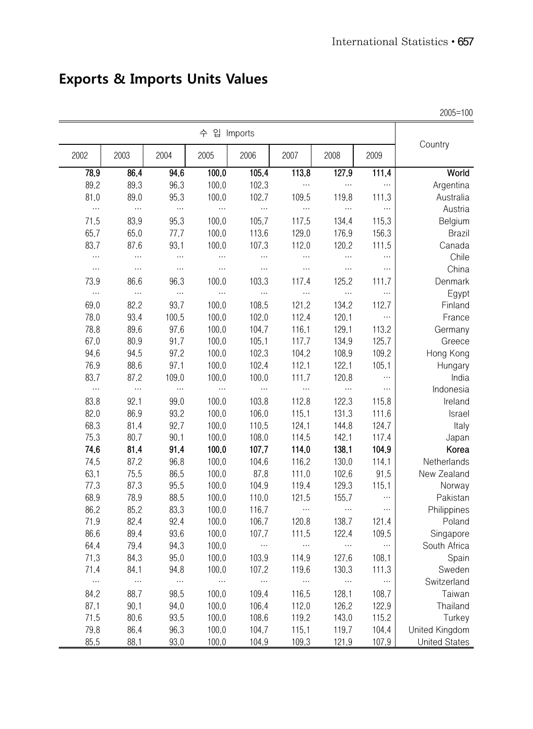## Exports & Imports Units Values

2005=100

| 수 입 Imports | | | | | | | | Country |
|---|---|---|---|---|---|---|---|---|
| 2002 | 2003 | 2004 | 2005 | 2006 | 2007 | 2008 | 2009 | |
| **78.9** | **86.4** | **94.6** | **100.0** | **105.4** | **113.8** | **127.9** | **111.4** | **World** |
| 89.2 | 89.3 | 96.3 | 100.0 | 102.3 | … | … | … | Argentina |
| 81.0 | 89.0 | 95.3 | 100.0 | 102.7 | 109.5 | 119.8 | 111.3 | Australia |
| … | … | … | … | … | … | … | … | Austria |
| 71.5 | 83.9 | 95.3 | 100.0 | 105.7 | 117.5 | 134.4 | 115.3 | Belgium |
| 65.7 | 65.0 | 77.7 | 100.0 | 113.6 | 129.0 | 176.9 | 156.3 | Brazil |
| 83.7 | 87.6 | 93.1 | 100.0 | 107.3 | 112.0 | 120.2 | 111.5 | Canada |
| … | … | … | … | … | … | … | … | Chile |
| … | … | … | … | … | … | … | … | China |
| 73.9 | 86.6 | 96.3 | 100.0 | 103.3 | 117.4 | 125.2 | 111.7 | Denmark |
| … | … | … | … | … | … | … | … | Egypt |
| 69.0 | 82.2 | 93.7 | 100.0 | 108.5 | 121.2 | 134.2 | 112.7 | Finland |
| 78.0 | 93.4 | 100.5 | 100.0 | 102.0 | 112.4 | 120.1 | … | France |
| 78.8 | 89.6 | 97.6 | 100.0 | 104.7 | 116.1 | 129.1 | 113.2 | Germany |
| 67.0 | 80.9 | 91.7 | 100.0 | 105.1 | 117.7 | 134.9 | 125.7 | Greece |
| 94.6 | 94.5 | 97.2 | 100.0 | 102.3 | 104.2 | 108.9 | 109.2 | Hong Kong |
| 76.9 | 88.6 | 97.1 | 100.0 | 102.4 | 112.1 | 122.1 | 105.1 | Hungary |
| 83.7 | 87.2 | 109.0 | 100.0 | 100.0 | 111.7 | 120.8 | … | India |
| … | … | … | … | … | … | … | … | Indonesia |
| 83.8 | 92.1 | 99.0 | 100.0 | 103.8 | 112.8 | 122.3 | 115.8 | Ireland |
| 82.0 | 86.9 | 93.2 | 100.0 | 106.0 | 115.1 | 131.3 | 111.6 | Israel |
| 68.3 | 81.4 | 92.7 | 100.0 | 110.5 | 124.1 | 144.8 | 124.7 | Italy |
| 75.3 | 80.7 | 90.1 | 100.0 | 108.0 | 114.5 | 142.1 | 117.4 | Japan |
| **74.6** | **81.4** | **91.4** | **100.0** | **107.7** | **114.0** | **138.1** | **104.9** | **Korea** |
| 74.5 | 87.2 | 96.8 | 100.0 | 104.6 | 116.2 | 130.0 | 114.1 | Netherlands |
| 63.1 | 75.5 | 86.5 | 100.0 | 87.8 | 111.0 | 102.6 | 91.5 | New Zealand |
| 77.3 | 87.3 | 95.5 | 100.0 | 104.9 | 119.4 | 129.3 | 115.1 | Norway |
| 68.9 | 78.9 | 88.5 | 100.0 | 110.0 | 121.5 | 155.7 | … | Pakistan |
| 86.2 | 85.2 | 83.3 | 100.0 | 116.7 | … | … | … | Philippines |
| 71.9 | 82.4 | 92.4 | 100.0 | 106.7 | 120.8 | 138.7 | 121.4 | Poland |
| 86.6 | 89.4 | 93.6 | 100.0 | 107.7 | 111.5 | 122.4 | 109.5 | Singapore |
| 64.4 | 79.4 | 94.3 | 100.0 | … | … | … | … | South Africa |
| 71.3 | 84.3 | 95.0 | 100.0 | 103.9 | 114.9 | 127.6 | 108.1 | Spain |
| 71.4 | 84.1 | 94.8 | 100.0 | 107.2 | 119.6 | 130.3 | 111.3 | Sweden |
| … | … | … | … | … | … | … | … | Switzerland |
| 84.2 | 88.7 | 98.5 | 100.0 | 109.4 | 116.5 | 128.1 | 108.7 | Taiwan |
| 87.1 | 90.1 | 94.0 | 100.0 | 106.4 | 112.0 | 126.2 | 122.9 | Thailand |
| 71.5 | 80.6 | 93.5 | 100.0 | 108.6 | 119.2 | 143.0 | 115.2 | Turkey |
| 79.8 | 86.4 | 96.3 | 100.0 | 104.7 | 115.1 | 119.7 | 104.4 | United Kingdom |
| 85.5 | 88.1 | 93.0 | 100.0 | 104.9 | 109.3 | 121.9 | 107.9 | United States |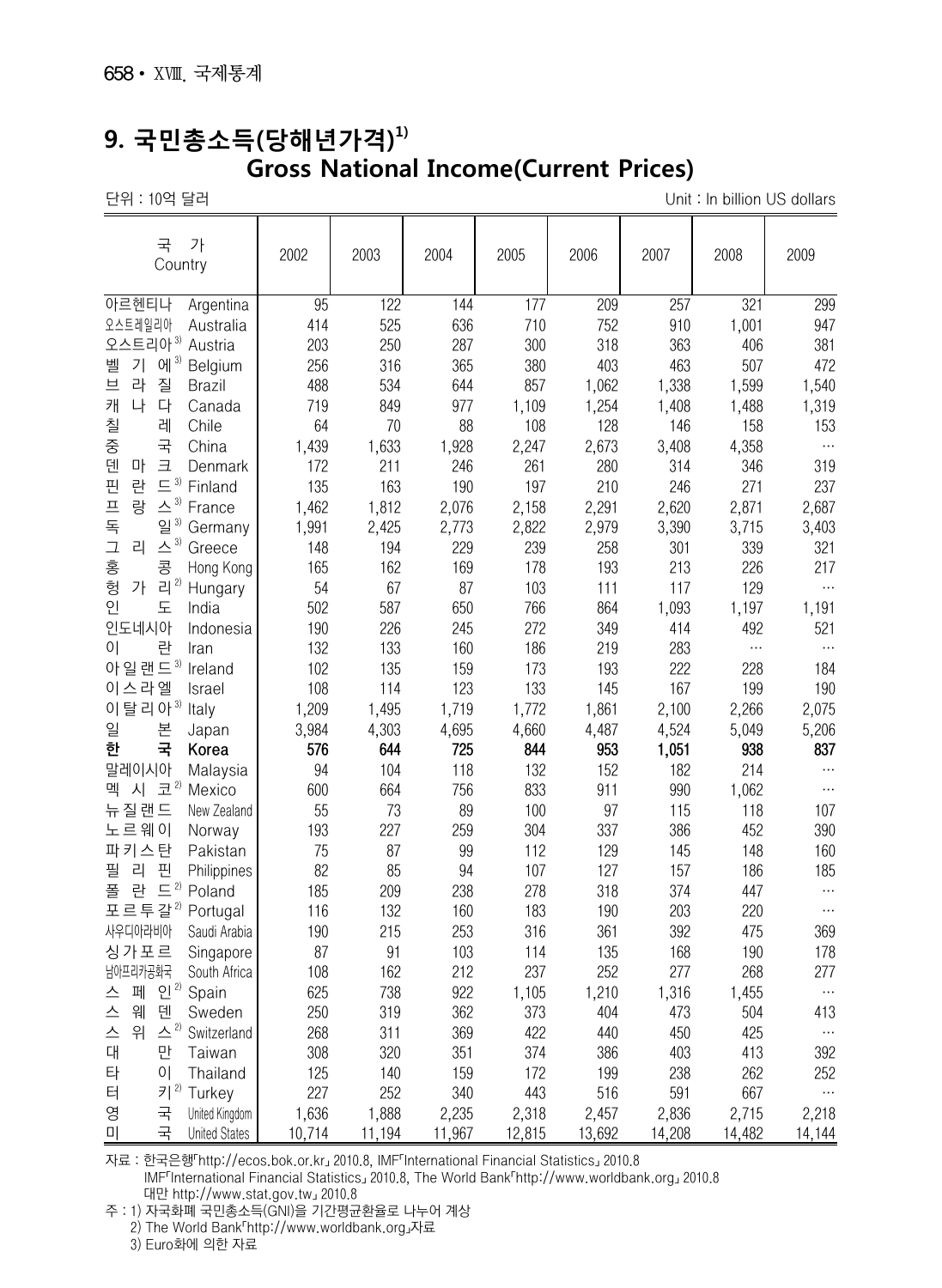# 9. 국민총소득(당해년가격)[1]
## Gross National Income(Current Prices)

단위 : 10억 달러 Unit : In billion US dollars

| 국 가 | Country | 2002 | 2003 | 2004 | 2005 | 2006 | 2007 | 2008 | 2009 |
|---|---|---|---|---|---|---|---|---|---|
| 아르헨티나 | Argentina | 95 | 122 | 144 | 177 | 209 | 257 | 321 | 299 |
| 오스트레일리아 | Australia | 414 | 525 | 636 | 710 | 752 | 910 | 1,001 | 947 |
| 오스트리아[3] | Austria | 203 | 250 | 287 | 300 | 318 | 363 | 406 | 381 |
| 벨기에[3] | Belgium | 256 | 316 | 365 | 380 | 403 | 463 | 507 | 472 |
| 브라질 | Brazil | 488 | 534 | 644 | 857 | 1,062 | 1,338 | 1,599 | 1,540 |
| 캐나다 | Canada | 719 | 849 | 977 | 1,109 | 1,254 | 1,408 | 1,488 | 1,319 |
| 칠레 | Chile | 64 | 70 | 88 | 108 | 128 | 146 | 158 | 153 |
| 중국 | China | 1,439 | 1,633 | 1,928 | 2,247 | 2,673 | 3,408 | 4,358 | … |
| 덴마크 | Denmark | 172 | 211 | 246 | 261 | 280 | 314 | 346 | 319 |
| 핀란드[3] | Finland | 135 | 163 | 190 | 197 | 210 | 246 | 271 | 237 |
| 프랑스[3] | France | 1,462 | 1,812 | 2,076 | 2,158 | 2,291 | 2,620 | 2,871 | 2,687 |
| 독일[3] | Germany | 1,991 | 2,425 | 2,773 | 2,822 | 2,979 | 3,390 | 3,715 | 3,403 |
| 그리스[3] | Greece | 148 | 194 | 229 | 239 | 258 | 301 | 339 | 321 |
| 홍콩 | Hong Kong | 165 | 162 | 169 | 178 | 193 | 213 | 226 | 217 |
| 헝가리[2] | Hungary | 54 | 67 | 87 | 103 | 111 | 117 | 129 | … |
| 인도 | India | 502 | 587 | 650 | 766 | 864 | 1,093 | 1,197 | 1,191 |
| 인도네시아 | Indonesia | 190 | 226 | 245 | 272 | 349 | 414 | 492 | 521 |
| 이란 | Iran | 132 | 133 | 160 | 186 | 219 | 283 | … | … |
| 아일랜드[3] | Ireland | 102 | 135 | 159 | 173 | 193 | 222 | 228 | 184 |
| 이스라엘 | Israel | 108 | 114 | 123 | 133 | 145 | 167 | 199 | 190 |
| 이탈리아[3] | Italy | 1,209 | 1,495 | 1,719 | 1,772 | 1,861 | 2,100 | 2,266 | 2,075 |
| 일본 | Japan | 3,984 | 4,303 | 4,695 | 4,660 | 4,487 | 4,524 | 5,049 | 5,206 |
| **한국** | **Korea** | **576** | **644** | **725** | **844** | **953** | **1,051** | **938** | **837** |
| 말레이시아 | Malaysia | 94 | 104 | 118 | 132 | 152 | 182 | 214 | … |
| 멕시코[2] | Mexico | 600 | 664 | 756 | 833 | 911 | 990 | 1,062 | … |
| 뉴질랜드 | New Zealand | 55 | 73 | 89 | 100 | 97 | 115 | 118 | 107 |
| 노르웨이 | Norway | 193 | 227 | 259 | 304 | 337 | 386 | 452 | 390 |
| 파키스탄 | Pakistan | 75 | 87 | 99 | 112 | 129 | 145 | 148 | 160 |
| 필리핀 | Philippines | 82 | 85 | 94 | 107 | 127 | 157 | 186 | 185 |
| 폴란드[2] | Poland | 185 | 209 | 238 | 278 | 318 | 374 | 447 | … |
| 포르투갈[2] | Portugal | 116 | 132 | 160 | 183 | 190 | 203 | 220 | … |
| 사우디아라비아 | Saudi Arabia | 190 | 215 | 253 | 316 | 361 | 392 | 475 | 369 |
| 싱가포르 | Singapore | 87 | 91 | 103 | 114 | 135 | 168 | 190 | 178 |
| 남아프리카공화국 | South Africa | 108 | 162 | 212 | 237 | 252 | 277 | 268 | 277 |
| 스페인[2] | Spain | 625 | 738 | 922 | 1,105 | 1,210 | 1,316 | 1,455 | … |
| 스웨덴 | Sweden | 250 | 319 | 362 | 373 | 404 | 473 | 504 | 413 |
| 스위스[2] | Switzerland | 268 | 311 | 369 | 422 | 440 | 450 | 425 | … |
| 대만 | Taiwan | 308 | 320 | 351 | 374 | 386 | 403 | 413 | 392 |
| 타이 | Thailand | 125 | 140 | 159 | 172 | 199 | 238 | 262 | 252 |
| 터키[2] | Turkey | 227 | 252 | 340 | 443 | 516 | 591 | 667 | … |
| 영국 | United Kingdom | 1,636 | 1,888 | 2,235 | 2,318 | 2,457 | 2,836 | 2,715 | 2,218 |
| 미국 | United States | 10,714 | 11,194 | 11,967 | 12,815 | 13,692 | 14,208 | 14,482 | 14,144 |

자료 : 한국은행「http://ecos.bok.or.kr」 2010.8, IMF「International Financial Statistics」 2010.8
IMF「International Financial Statistics」 2010.8, The World Bank「http://www.worldbank.org」 2010.8
대만 http://www.stat.gov.tw」 2010.8

주 : 1) 자국화폐 국민총소득(GNI)을 기간평균환율로 나누어 계상
2) The World Bank「http://www.worldbank.org」자료
3) Euro화에 의한 자료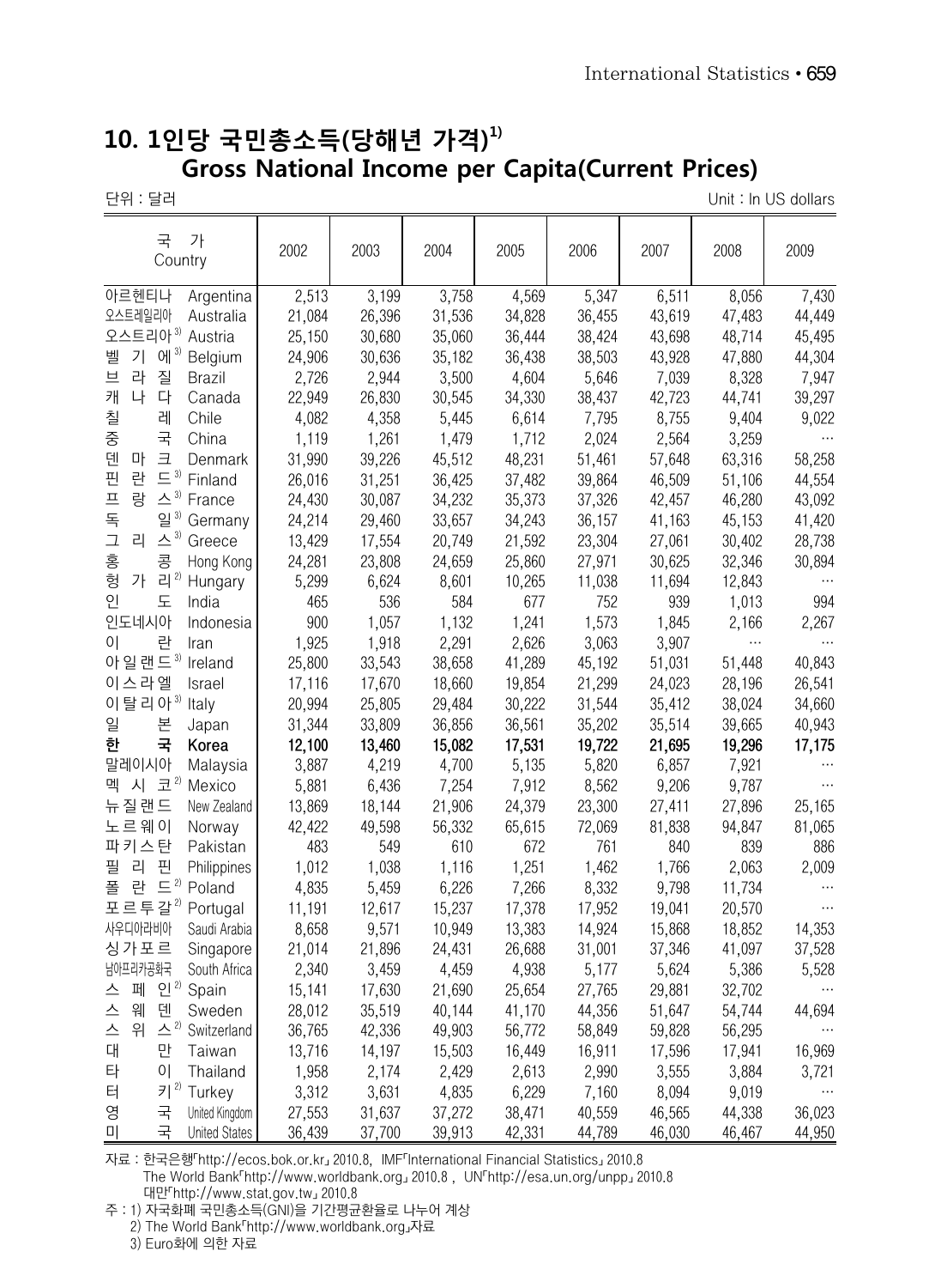# 10. 1인당 국민총소득(당해년 가격)[1]
## Gross National Income per Capita(Current Prices)

단위 : 달러 Unit : In US dollars

| 국 가 Country | | 2002 | 2003 | 2004 | 2005 | 2006 | 2007 | 2008 | 2009 |
|---|---|---|---|---|---|---|---|---|---|
| 아르헨티나 | Argentina | 2,513 | 3,199 | 3,758 | 4,569 | 5,347 | 6,511 | 8,056 | 7,430 |
| 오스트레일리아 | Australia | 21,084 | 26,396 | 31,536 | 34,828 | 36,455 | 43,619 | 47,483 | 44,449 |
| 오스트리아[3] | Austria | 25,150 | 30,680 | 35,060 | 36,444 | 38,424 | 43,698 | 48,714 | 45,495 |
| 벨 기 에[3] | Belgium | 24,906 | 30,636 | 35,182 | 36,438 | 38,503 | 43,928 | 47,880 | 44,304 |
| 브 라 질 | Brazil | 2,726 | 2,944 | 3,500 | 4,604 | 5,646 | 7,039 | 8,328 | 7,947 |
| 캐 나 다 | Canada | 22,949 | 26,830 | 30,545 | 34,330 | 38,437 | 42,723 | 44,741 | 39,297 |
| 칠 레 | Chile | 4,082 | 4,358 | 5,445 | 6,614 | 7,795 | 8,755 | 9,404 | 9,022 |
| 중 국 | China | 1,119 | 1,261 | 1,479 | 1,712 | 2,024 | 2,564 | 3,259 | … |
| 덴 마 크 | Denmark | 31,990 | 39,226 | 45,512 | 48,231 | 51,461 | 57,648 | 63,316 | 58,258 |
| 핀 란 드[3] | Finland | 26,016 | 31,251 | 36,425 | 37,482 | 39,864 | 46,509 | 51,106 | 44,554 |
| 프 랑 스[3] | France | 24,430 | 30,087 | 34,232 | 35,373 | 37,326 | 42,457 | 46,280 | 43,092 |
| 독 일[3] | Germany | 24,214 | 29,460 | 33,657 | 34,243 | 36,157 | 41,163 | 45,153 | 41,420 |
| 그 리 스[3] | Greece | 13,429 | 17,554 | 20,749 | 21,592 | 23,304 | 27,061 | 30,402 | 28,738 |
| 홍 콩 | Hong Kong | 24,281 | 23,808 | 24,659 | 25,860 | 27,971 | 30,625 | 32,346 | 30,894 |
| 헝 가 리[2] | Hungary | 5,299 | 6,624 | 8,601 | 10,265 | 11,038 | 11,694 | 12,843 | … |
| 인 도 | India | 465 | 536 | 584 | 677 | 752 | 939 | 1,013 | 994 |
| 인도네시아 | Indonesia | 900 | 1,057 | 1,132 | 1,241 | 1,573 | 1,845 | 2,166 | 2,267 |
| 이 란 | Iran | 1,925 | 1,918 | 2,291 | 2,626 | 3,063 | 3,907 | … | … |
| 아일랜드[3] | Ireland | 25,800 | 33,543 | 38,658 | 41,289 | 45,192 | 51,031 | 51,448 | 40,843 |
| 이스라엘 | Israel | 17,116 | 17,670 | 18,660 | 19,854 | 21,299 | 24,023 | 28,196 | 26,541 |
| 이탈리아[3] | Italy | 20,994 | 25,805 | 29,484 | 30,222 | 31,544 | 35,412 | 38,024 | 34,660 |
| 일 본 | Japan | 31,344 | 33,809 | 36,856 | 36,561 | 35,202 | 35,514 | 39,665 | 40,943 |
| **한 국** | **Korea** | **12,100** | **13,460** | **15,082** | **17,531** | **19,722** | **21,695** | **19,296** | **17,175** |
| 말레이시아 | Malaysia | 3,887 | 4,219 | 4,700 | 5,135 | 5,820 | 6,857 | 7,921 | … |
| 멕 시 코[2] | Mexico | 5,881 | 6,436 | 7,254 | 7,912 | 8,562 | 9,206 | 9,787 | … |
| 뉴질랜드 | New Zealand | 13,869 | 18,144 | 21,906 | 24,379 | 23,300 | 27,411 | 27,896 | 25,165 |
| 노르웨이 | Norway | 42,422 | 49,598 | 56,332 | 65,615 | 72,069 | 81,838 | 94,847 | 81,065 |
| 파키스탄 | Pakistan | 483 | 549 | 610 | 672 | 761 | 840 | 839 | 886 |
| 필 리 핀 | Philippines | 1,012 | 1,038 | 1,116 | 1,251 | 1,462 | 1,766 | 2,063 | 2,009 |
| 폴 란 드[2] | Poland | 4,835 | 5,459 | 6,226 | 7,266 | 8,332 | 9,798 | 11,734 | … |
| 포르투갈[2] | Portugal | 11,191 | 12,617 | 15,237 | 17,378 | 17,952 | 19,041 | 20,570 | … |
| 사우디아라비아 | Saudi Arabia | 8,658 | 9,571 | 10,949 | 13,383 | 14,924 | 15,868 | 18,852 | 14,353 |
| 싱가포르 | Singapore | 21,014 | 21,896 | 24,431 | 26,688 | 31,001 | 37,346 | 41,097 | 37,528 |
| 남아프리카공화국 | South Africa | 2,340 | 3,459 | 4,459 | 4,938 | 5,177 | 5,624 | 5,386 | 5,528 |
| 스 페 인[2] | Spain | 15,141 | 17,630 | 21,690 | 25,654 | 27,765 | 29,881 | 32,702 | … |
| 스 웨 덴 | Sweden | 28,012 | 35,519 | 40,144 | 41,170 | 44,356 | 51,647 | 54,744 | 44,694 |
| 스 위 스[2] | Switzerland | 36,765 | 42,336 | 49,903 | 56,772 | 58,849 | 59,828 | 56,295 | … |
| 대 만 | Taiwan | 13,716 | 14,197 | 15,503 | 16,449 | 16,911 | 17,596 | 17,941 | 16,969 |
| 타 이 | Thailand | 1,958 | 2,174 | 2,429 | 2,613 | 2,990 | 3,555 | 3,884 | 3,721 |
| 터 키[2] | Turkey | 3,312 | 3,631 | 4,835 | 6,229 | 7,160 | 8,094 | 9,019 | … |
| 영 국 | United Kingdom | 27,553 | 31,637 | 37,272 | 38,471 | 40,559 | 46,565 | 44,338 | 36,023 |
| 미 국 | United States | 36,439 | 37,700 | 39,913 | 42,331 | 44,789 | 46,030 | 46,467 | 44,950 |

자료 : 한국은행「http://ecos.bok.or.kr」 2010.8, IMF「International Financial Statistics」 2010.8
The World Bank「http://www.worldbank.org」 2010.8 , UN「http://esa.un.org/unpp」 2010.8
대만「http://www.stat.gov.tw」 2010.8

주 : 1) 자국화폐 국민총소득(GNI)을 기간평균환율로 나누어 계상
2) The World Bank「http://www.worldbank.org」자료
3) Euro화에 의한 자료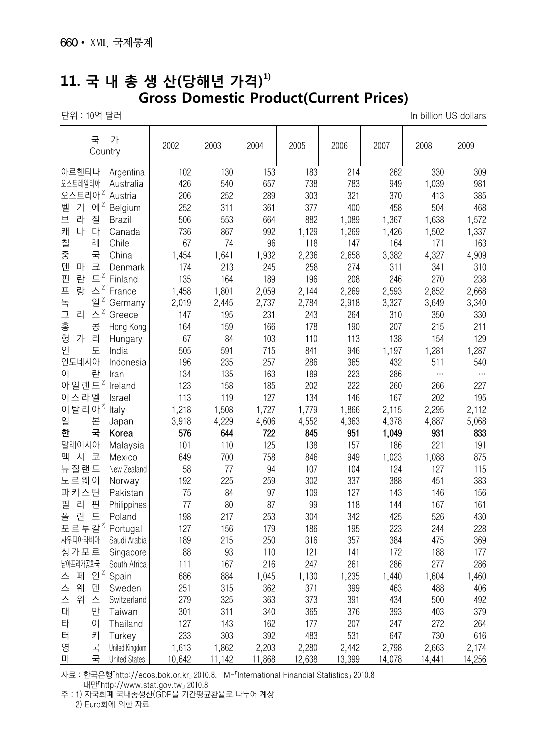# 11. 국 내 총 생 산(당해년 가격)[1] Gross Domestic Product(Current Prices)

단위 : 10억 달러 | In billion US dollars

| 국가 Country | | 2002 | 2003 | 2004 | 2005 | 2006 | 2007 | 2008 | 2009 |
|---|---|---|---|---|---|---|---|---|---|
| 아르헨티나 | Argentina | 102 | 130 | 153 | 183 | 214 | 262 | 330 | 309 |
| 오스트레일리아 | Australia | 426 | 540 | 657 | 738 | 783 | 949 | 1,039 | 981 |
| 오스트리아[2] | Austria | 206 | 252 | 289 | 303 | 321 | 370 | 413 | 385 |
| 벨기에[2] | Belgium | 252 | 311 | 361 | 377 | 400 | 458 | 504 | 468 |
| 브라질 | Brazil | 506 | 553 | 664 | 882 | 1,089 | 1,367 | 1,638 | 1,572 |
| 캐나다 | Canada | 736 | 867 | 992 | 1,129 | 1,269 | 1,426 | 1,502 | 1,337 |
| 칠레 | Chile | 67 | 74 | 96 | 118 | 147 | 164 | 171 | 163 |
| 중국 | China | 1,454 | 1,641 | 1,932 | 2,236 | 2,658 | 3,382 | 4,327 | 4,909 |
| 덴마크 | Denmark | 174 | 213 | 245 | 258 | 274 | 311 | 341 | 310 |
| 핀란드[2] | Finland | 135 | 164 | 189 | 196 | 208 | 246 | 270 | 238 |
| 프랑스[2] | France | 1,458 | 1,801 | 2,059 | 2,144 | 2,269 | 2,593 | 2,852 | 2,668 |
| 독일[2] | Germany | 2,019 | 2,445 | 2,737 | 2,784 | 2,918 | 3,327 | 3,649 | 3,340 |
| 그리스[2] | Greece | 147 | 195 | 231 | 243 | 264 | 310 | 350 | 330 |
| 홍콩 | Hong Kong | 164 | 159 | 166 | 178 | 190 | 207 | 215 | 211 |
| 헝가리 | Hungary | 67 | 84 | 103 | 110 | 113 | 138 | 154 | 129 |
| 인도 | India | 505 | 591 | 715 | 841 | 946 | 1,197 | 1,281 | 1,287 |
| 인도네시아 | Indonesia | 196 | 235 | 257 | 286 | 365 | 432 | 511 | 540 |
| 이란 | Iran | 134 | 135 | 163 | 189 | 223 | 286 | … | … |
| 아일랜드[2] | Ireland | 123 | 158 | 185 | 202 | 222 | 260 | 266 | 227 |
| 이스라엘 | Israel | 113 | 119 | 127 | 134 | 146 | 167 | 202 | 195 |
| 이탈리아[2] | Italy | 1,218 | 1,508 | 1,727 | 1,779 | 1,866 | 2,115 | 2,295 | 2,112 |
| 일본 | Japan | 3,918 | 4,229 | 4,606 | 4,552 | 4,363 | 4,378 | 4,887 | 5,068 |
| **한국** | **Korea** | **576** | **644** | **722** | **845** | **951** | **1,049** | **931** | **833** |
| 말레이시아 | Malaysia | 101 | 110 | 125 | 138 | 157 | 186 | 221 | 191 |
| 멕시코 | Mexico | 649 | 700 | 758 | 846 | 949 | 1,023 | 1,088 | 875 |
| 뉴질랜드 | New Zealand | 58 | 77 | 94 | 107 | 104 | 124 | 127 | 115 |
| 노르웨이 | Norway | 192 | 225 | 259 | 302 | 337 | 388 | 451 | 383 |
| 파키스탄 | Pakistan | 75 | 84 | 97 | 109 | 127 | 143 | 146 | 156 |
| 필리핀 | Philippines | 77 | 80 | 87 | 99 | 118 | 144 | 167 | 161 |
| 폴란드 | Poland | 198 | 217 | 253 | 304 | 342 | 425 | 526 | 430 |
| 포르투갈[2] | Portugal | 127 | 156 | 179 | 186 | 195 | 223 | 244 | 228 |
| 사우디아라비아 | Saudi Arabia | 189 | 215 | 250 | 316 | 357 | 384 | 475 | 369 |
| 싱가포르 | Singapore | 88 | 93 | 110 | 121 | 141 | 172 | 188 | 177 |
| 남아프리카공화국 | South Africa | 111 | 167 | 216 | 247 | 261 | 286 | 277 | 286 |
| 스페인[2] | Spain | 686 | 884 | 1,045 | 1,130 | 1,235 | 1,440 | 1,604 | 1,460 |
| 스웨덴 | Sweden | 251 | 315 | 362 | 371 | 399 | 463 | 488 | 406 |
| 스위스 | Switzerland | 279 | 325 | 363 | 373 | 391 | 434 | 500 | 492 |
| 대만 | Taiwan | 301 | 311 | 340 | 365 | 376 | 393 | 403 | 379 |
| 타이 | Thailand | 127 | 143 | 162 | 177 | 207 | 247 | 272 | 264 |
| 터키 | Turkey | 233 | 303 | 392 | 483 | 531 | 647 | 730 | 616 |
| 영국 | United Kingdom | 1,613 | 1,862 | 2,203 | 2,280 | 2,442 | 2,798 | 2,663 | 2,174 |
| 미국 | United States | 10,642 | 11,142 | 11,868 | 12,638 | 13,399 | 14,078 | 14,441 | 14,256 |

자료 : 한국은행「http://ecos.bok.or.kr」 2010.8, IMF「International Financial Statistics」 2010.8
대만「http://www.stat.gov.tw」 2010.8

주 : 1) 자국화폐 국내총생산(GDP)을 기간평균환율로 나누어 계상
2) Euro화에 의한 자료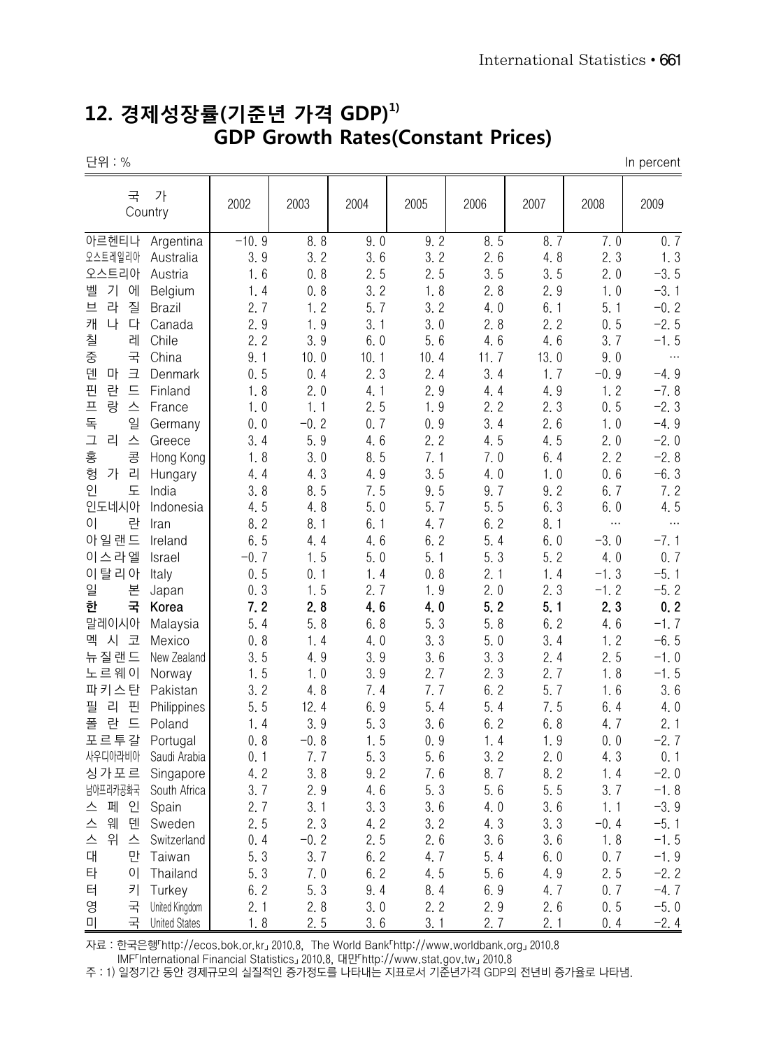## 12. 경제성장률(기준년 가격 GDP)[1)] GDP Growth Rates(Constant Prices)

단위 : %　　　　　　　　　　　　　　　　　　　　　　　　　　　　　　　　　　In percent

| 국 가 Country | | 2002 | 2003 | 2004 | 2005 | 2006 | 2007 | 2008 | 2009 |
|---|---|---|---|---|---|---|---|---|---|
| 아르헨티나 | Argentina | -10.9 | 8.8 | 9.0 | 9.2 | 8.5 | 8.7 | 7.0 | 0.7 |
| 오스트레일리아 | Australia | 3.9 | 3.2 | 3.6 | 3.2 | 2.6 | 4.8 | 2.3 | 1.3 |
| 오스트리아 | Austria | 1.6 | 0.8 | 2.5 | 2.5 | 3.5 | 3.5 | 2.0 | -3.5 |
| 벨기에 | Belgium | 1.4 | 0.8 | 3.2 | 1.8 | 2.8 | 2.9 | 1.0 | -3.1 |
| 브라질 | Brazil | 2.7 | 1.2 | 5.7 | 3.2 | 4.0 | 6.1 | 5.1 | -0.2 |
| 캐나다 | Canada | 2.9 | 1.9 | 3.1 | 3.0 | 2.8 | 2.2 | 0.5 | -2.5 |
| 칠레 | Chile | 2.2 | 3.9 | 6.0 | 5.6 | 4.6 | 4.6 | 3.7 | -1.5 |
| 중국 | China | 9.1 | 10.0 | 10.1 | 10.4 | 11.7 | 13.0 | 9.0 | … |
| 덴마크 | Denmark | 0.5 | 0.4 | 2.3 | 2.4 | 3.4 | 1.7 | -0.9 | -4.9 |
| 핀란드 | Finland | 1.8 | 2.0 | 4.1 | 2.9 | 4.4 | 4.9 | 1.2 | -7.8 |
| 프랑스 | France | 1.0 | 1.1 | 2.5 | 1.9 | 2.2 | 2.3 | 0.5 | -2.3 |
| 독일 | Germany | 0.0 | -0.2 | 0.7 | 0.9 | 3.4 | 2.6 | 1.0 | -4.9 |
| 그리스 | Greece | 3.4 | 5.9 | 4.6 | 2.2 | 4.5 | 4.5 | 2.0 | -2.0 |
| 홍콩 | Hong Kong | 1.8 | 3.0 | 8.5 | 7.1 | 7.0 | 6.4 | 2.2 | -2.8 |
| 헝가리 | Hungary | 4.4 | 4.3 | 4.9 | 3.5 | 4.0 | 1.0 | 0.6 | -6.3 |
| 인도 | India | 3.8 | 8.5 | 7.5 | 9.5 | 9.7 | 9.2 | 6.7 | 7.2 |
| 인도네시아 | Indonesia | 4.5 | 4.8 | 5.0 | 5.7 | 5.5 | 6.3 | 6.0 | 4.5 |
| 이란 | Iran | 8.2 | 8.1 | 6.1 | 4.7 | 6.2 | 8.1 | … | … |
| 아일랜드 | Ireland | 6.5 | 4.4 | 4.6 | 6.2 | 5.4 | 6.0 | -3.0 | -7.1 |
| 이스라엘 | Israel | -0.7 | 1.5 | 5.0 | 5.1 | 5.3 | 5.2 | 4.0 | 0.7 |
| 이탈리아 | Italy | 0.5 | 0.1 | 1.4 | 0.8 | 2.1 | 1.4 | -1.3 | -5.1 |
| 일본 | Japan | 0.3 | 1.5 | 2.7 | 1.9 | 2.0 | 2.3 | -1.2 | -5.2 |
| **한국** | **Korea** | **7.2** | **2.8** | **4.6** | **4.0** | **5.2** | **5.1** | **2.3** | **0.2** |
| 말레이시아 | Malaysia | 5.4 | 5.8 | 6.8 | 5.3 | 5.8 | 6.2 | 4.6 | -1.7 |
| 멕시코 | Mexico | 0.8 | 1.4 | 4.0 | 3.3 | 5.0 | 3.4 | 1.2 | -6.5 |
| 뉴질랜드 | New Zealand | 3.5 | 4.9 | 3.9 | 3.6 | 3.3 | 2.4 | 2.5 | -1.0 |
| 노르웨이 | Norway | 1.5 | 1.0 | 3.9 | 2.7 | 2.3 | 2.7 | 1.8 | -1.5 |
| 파키스탄 | Pakistan | 3.2 | 4.8 | 7.4 | 7.7 | 6.2 | 5.7 | 1.6 | 3.6 |
| 필리핀 | Philippines | 5.5 | 12.4 | 6.9 | 5.4 | 5.4 | 7.5 | 6.4 | 4.0 |
| 폴란드 | Poland | 1.4 | 3.9 | 5.3 | 3.6 | 6.2 | 6.8 | 4.7 | 2.1 |
| 포르투갈 | Portugal | 0.8 | -0.8 | 1.5 | 0.9 | 1.4 | 1.9 | 0.0 | -2.7 |
| 사우디아라비아 | Saudi Arabia | 0.1 | 7.7 | 5.3 | 5.6 | 3.2 | 2.0 | 4.3 | 0.1 |
| 싱가포르 | Singapore | 4.2 | 3.8 | 9.2 | 7.6 | 8.7 | 8.2 | 1.4 | -2.0 |
| 남아프리카공화국 | South Africa | 3.7 | 2.9 | 4.6 | 5.3 | 5.6 | 5.5 | 3.7 | -1.8 |
| 스페인 | Spain | 2.7 | 3.1 | 3.3 | 3.6 | 4.0 | 3.6 | 1.1 | -3.9 |
| 스웨덴 | Sweden | 2.5 | 2.3 | 4.2 | 3.2 | 4.3 | 3.3 | -0.4 | -5.1 |
| 스위스 | Switzerland | 0.4 | -0.2 | 2.5 | 2.6 | 3.6 | 3.6 | 1.8 | -1.5 |
| 대만 | Taiwan | 5.3 | 3.7 | 6.2 | 4.7 | 5.4 | 6.0 | 0.7 | -1.9 |
| 타이 | Thailand | 5.3 | 7.0 | 6.2 | 4.5 | 5.6 | 4.9 | 2.5 | -2.2 |
| 터키 | Turkey | 6.2 | 5.3 | 9.4 | 8.4 | 6.9 | 4.7 | 0.7 | -4.7 |
| 영국 | United Kingdom | 2.1 | 2.8 | 3.0 | 2.2 | 2.9 | 2.6 | 0.5 | -5.0 |
| 미국 | United States | 1.8 | 2.5 | 3.6 | 3.1 | 2.7 | 2.1 | 0.4 | -2.4 |

자료 : 한국은행「http://ecos.bok.or.kr」 2010.8, The World Bank「http://www.worldbank.org」 2010.8
IMF「International Financial Statistics」 2010.8, 대만「http://www.stat.gov.tw」 2010.8
주 : 1) 일정기간 동안 경제규모의 실질적인 증가정도를 나타내는 지표로서 기준년가격 GDP의 전년비 증가율로 나타냄.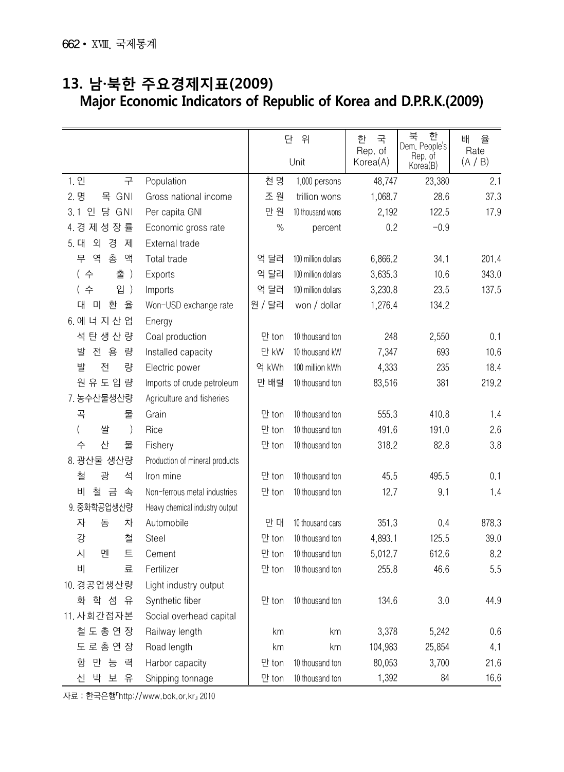## 13. 남·북한 주요경제지표(2009)
## Major Economic Indicators of Republic of Korea and D.P.R.K.(2009)

| | | 단 위 | Unit | 한 국 Rep. of Korea(A) | 북 한 Dem. People's Rep. of Korea(B) | 배 율 Rate (A / B) |
|---|---|---|---|---|---|---|
| 1. 인 구 | Population | 천 명 | 1,000 persons | 48,747 | 23,380 | 2.1 |
| 2. 명 목 GNI | Gross national income | 조 원 | trillion wons | 1,068.7 | 28.6 | 37.3 |
| 3. 1 인 당 GNI | Per capita GNI | 만 원 | 10 thousand wons | 2,192 | 122.5 | 17.9 |
| 4. 경 제 성 장 률 | Economic gross rate | % | percent | 0.2 | −0.9 | |
| 5. 대 외 경 제 | External trade | | | | | |
| 무 역 총 액 | Total trade | 억 달러 | 100 million dollars | 6,866.2 | 34.1 | 201.4 |
| ( 수 출 ) | Exports | 억 달러 | 100 million dollars | 3,635.3 | 10.6 | 343.0 |
| ( 수 입 ) | Imports | 억 달러 | 100 million dollars | 3,230.8 | 23.5 | 137.5 |
| 대 미 환 율 | Won-USD exchange rate | 원 / 달러 | won / dollar | 1,276.4 | 134.2 | |
| 6. 에 너 지 산 업 | Energy | | | | | |
| 석 탄 생 산 량 | Coal production | 만 ton | 10 thousand ton | 248 | 2,550 | 0.1 |
| 발 전 용 량 | Installed capacity | 만 kW | 10 thousand kW | 7,347 | 693 | 10.6 |
| 발 전 량 | Electric power | 억 kWh | 100 million kWh | 4,333 | 235 | 18.4 |
| 원 유 도 입 량 | Imports of crude petroleum | 만 배럴 | 10 thousand ton | 83,516 | 381 | 219.2 |
| 7. 농수산물생산량 | Agriculture and fisheries | | | | | |
| 곡 물 | Grain | 만 ton | 10 thousand ton | 555.3 | 410.8 | 1.4 |
| ( 쌀 ) | Rice | 만 ton | 10 thousand ton | 491.6 | 191.0 | 2.6 |
| 수 산 물 | Fishery | 만 ton | 10 thousand ton | 318.2 | 82.8 | 3.8 |
| 8. 광산물 생산량 | Production of mineral products | | | | | |
| 철 광 석 | Iron mine | 만 ton | 10 thousand ton | 45.5 | 495.5 | 0.1 |
| 비 철 금 속 | Non-ferrous metal industries | 만 ton | 10 thousand ton | 12.7 | 9.1 | 1.4 |
| 9. 중화학공업생산량 | Heavy chemical industry output | | | | | |
| 자 동 차 | Automobile | 만 대 | 10 thousand cars | 351.3 | 0.4 | 878.3 |
| 강 철 | Steel | 만 ton | 10 thousand ton | 4,893.1 | 125.5 | 39.0 |
| 시 멘 트 | Cement | 만 ton | 10 thousand ton | 5,012.7 | 612.6 | 8.2 |
| 비 료 | Fertilizer | 만 ton | 10 thousand ton | 255.8 | 46.6 | 5.5 |
| 10. 경공업생산량 | Light industry output | | | | | |
| 화 학 섬 유 | Synthetic fiber | 만 ton | 10 thousand ton | 134.6 | 3.0 | 44.9 |
| 11. 사회간접자본 | Social overhead capital | | | | | |
| 철 도 총 연 장 | Railway length | km | km | 3,378 | 5,242 | 0.6 |
| 도 로 총 연 장 | Road length | km | km | 104,983 | 25,854 | 4.1 |
| 항 만 능 력 | Harbor capacity | 만 ton | 10 thousand ton | 80,053 | 3,700 | 21.6 |
| 선 박 보 유 | Shipping tonnage | 만 ton | 10 thousand ton | 1,392 | 84 | 16.6 |

자료 : 한국은행「http://www.bok.or.kr」 2010